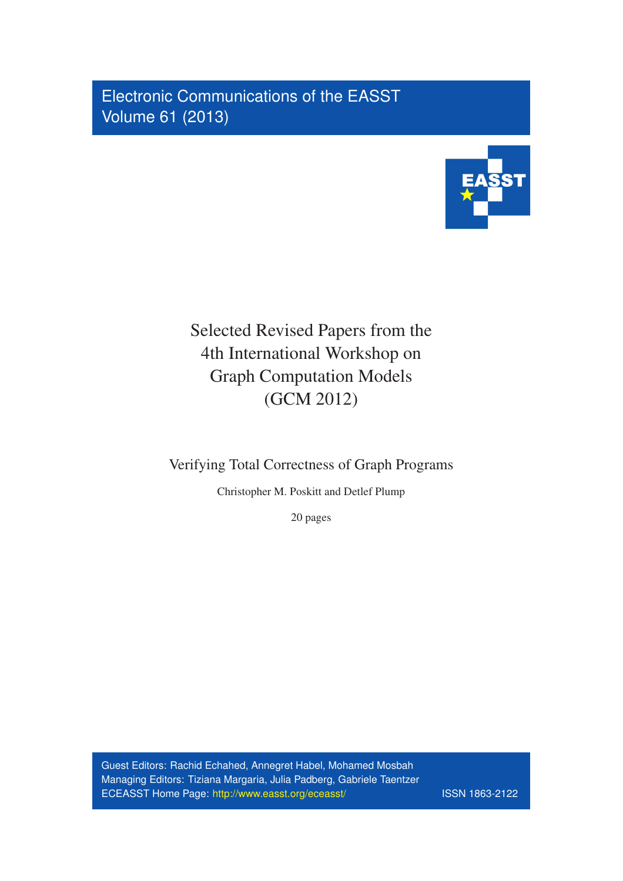Electronic Communications of the EASST
Volume 61 (2013)

Selected Revised Papers from the
4th International Workshop on
Graph Computation Models
(GCM 2012)

# Verifying Total Correctness of Graph Programs

Christopher M. Poskitt and Detlef Plump

20 pages

Guest Editors: Rachid Echahed, Annegret Habel, Mohamed Mosbah
Managing Editors: Tiziana Margaria, Julia Padberg, Gabriele Taentzer
ECEASST Home Page: http://www.easst.org/eceasst/ ISSN 1863-2122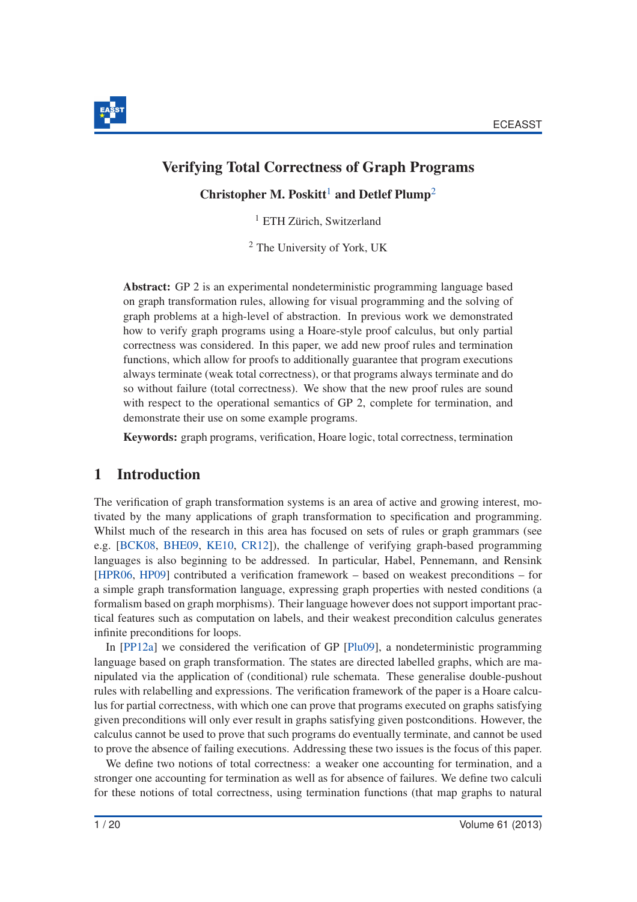# Verifying Total Correctness of Graph Programs

**Christopher M. Poskitt**[1] **and Detlef Plump**[2]

[1] ETH Zürich, Switzerland

[2] The University of York, UK

**Abstract:** GP 2 is an experimental nondeterministic programming language based on graph transformation rules, allowing for visual programming and the solving of graph problems at a high-level of abstraction. In previous work we demonstrated how to verify graph programs using a Hoare-style proof calculus, but only partial correctness was considered. In this paper, we add new proof rules and termination functions, which allow for proofs to additionally guarantee that program executions always terminate (weak total correctness), or that programs always terminate and do so without failure (total correctness). We show that the new proof rules are sound with respect to the operational semantics of GP 2, complete for termination, and demonstrate their use on some example programs.

**Keywords:** graph programs, verification, Hoare logic, total correctness, termination

## 1 Introduction

The verification of graph transformation systems is an area of active and growing interest, motivated by the many applications of graph transformation to specification and programming. Whilst much of the research in this area has focused on sets of rules or graph grammars (see e.g. [BCK08, BHE09, KE10, CR12]), the challenge of verifying graph-based programming languages is also beginning to be addressed. In particular, Habel, Pennemann, and Rensink [HPR06, HP09] contributed a verification framework – based on weakest preconditions – for a simple graph transformation language, expressing graph properties with nested conditions (a formalism based on graph morphisms). Their language however does not support important practical features such as computation on labels, and their weakest precondition calculus generates infinite preconditions for loops.

In [PP12a] we considered the verification of GP [Plu09], a nondeterministic programming language based on graph transformation. The states are directed labelled graphs, which are manipulated via the application of (conditional) rule schemata. These generalise double-pushout rules with relabelling and expressions. The verification framework of the paper is a Hoare calculus for partial correctness, with which one can prove that programs executed on graphs satisfying given preconditions will only ever result in graphs satisfying given postconditions. However, the calculus cannot be used to prove that such programs do eventually terminate, and cannot be used to prove the absence of failing executions. Addressing these two issues is the focus of this paper.

We define two notions of total correctness: a weaker one accounting for termination, and a stronger one accounting for termination as well as for absence of failures. We define two calculi for these notions of total correctness, using termination functions (that map graphs to natural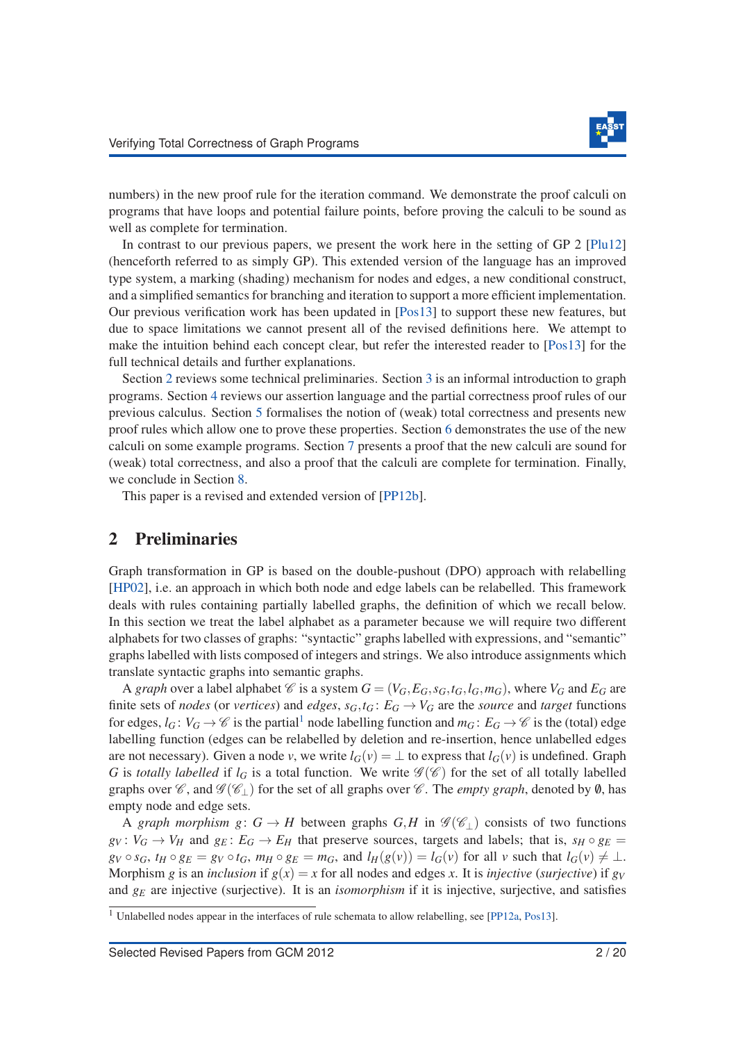numbers) in the new proof rule for the iteration command. We demonstrate the proof calculi on programs that have loops and potential failure points, before proving the calculi to be sound as well as complete for termination.

In contrast to our previous papers, we present the work here in the setting of GP 2 [Plu12] (henceforth referred to as simply GP). This extended version of the language has an improved type system, a marking (shading) mechanism for nodes and edges, a new conditional construct, and a simplified semantics for branching and iteration to support a more efficient implementation. Our previous verification work has been updated in [Pos13] to support these new features, but due to space limitations we cannot present all of the revised definitions here. We attempt to make the intuition behind each concept clear, but refer the interested reader to [Pos13] for the full technical details and further explanations.

Section 2 reviews some technical preliminaries. Section 3 is an informal introduction to graph programs. Section 4 reviews our assertion language and the partial correctness proof rules of our previous calculus. Section 5 formalises the notion of (weak) total correctness and presents new proof rules which allow one to prove these properties. Section 6 demonstrates the use of the new calculi on some example programs. Section 7 presents a proof that the new calculi are sound for (weak) total correctness, and also a proof that the calculi are complete for termination. Finally, we conclude in Section 8.

This paper is a revised and extended version of [PP12b].

## 2 Preliminaries

Graph transformation in GP is based on the double-pushout (DPO) approach with relabelling [HP02], i.e. an approach in which both node and edge labels can be relabelled. This framework deals with rules containing partially labelled graphs, the definition of which we recall below. In this section we treat the label alphabet as a parameter because we will require two different alphabets for two classes of graphs: "syntactic" graphs labelled with expressions, and "semantic" graphs labelled with lists composed of integers and strings. We also introduce assignments which translate syntactic graphs into semantic graphs.

A *graph* over a label alphabet $\mathscr{C}$ is a system $G = (V_G, E_G, s_G, t_G, l_G, m_G)$, where $V_G$ and $E_G$ are finite sets of *nodes* (or *vertices*) and *edges*, $s_G, t_G \colon E_G \to V_G$ are the *source* and *target* functions for edges, $l_G \colon V_G \to \mathscr{C}$ is the partial[1] node labelling function and $m_G \colon E_G \to \mathscr{C}$ is the (total) edge labelling function (edges can be relabelled by deletion and re-insertion, hence unlabelled edges are not necessary). Given a node $v$, we write $l_G(v) = \perp$ to express that $l_G(v)$ is undefined. Graph $G$ is *totally labelled* if $l_G$ is a total function. We write $\mathscr{G}(\mathscr{C})$ for the set of all totally labelled graphs over $\mathscr{C}$, and $\mathscr{G}(\mathscr{C}_\perp)$ for the set of all graphs over $\mathscr{C}$. The *empty graph*, denoted by $\emptyset$, has empty node and edge sets.

A *graph morphism* $g \colon G \to H$ between graphs $G, H$ in $\mathscr{G}(\mathscr{C}_\perp)$ consists of two functions $g_V \colon V_G \to V_H$ and $g_E \colon E_G \to E_H$ that preserve sources, targets and labels; that is, $s_H \circ g_E = g_V \circ s_G$, $t_H \circ g_E = g_V \circ t_G$, $m_H \circ g_E = m_G$, and $l_H(g(v)) = l_G(v)$ for all $v$ such that $l_G(v) \neq \perp$. Morphism $g$ is an *inclusion* if $g(x) = x$ for all nodes and edges $x$. It is *injective* (*surjective*) if $g_V$ and $g_E$ are injective (surjective). It is an *isomorphism* if it is injective, surjective, and satisfies

[1] Unlabelled nodes appear in the interfaces of rule schemata to allow relabelling, see [PP12a, Pos13].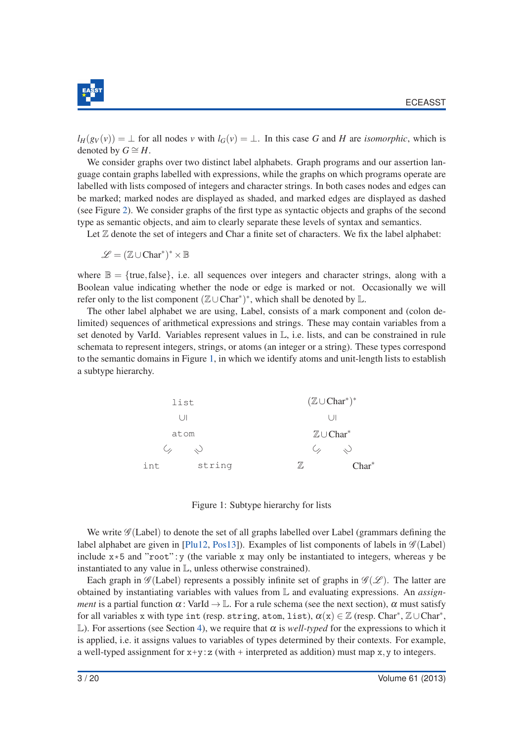$l_H(g_V(v)) = \bot$ for all nodes $v$ with $l_G(v) = \bot$. In this case $G$ and $H$ are *isomorphic*, which is denoted by $G \cong H$.

We consider graphs over two distinct label alphabets. Graph programs and our assertion language contain graphs labelled with expressions, while the graphs on which programs operate are labelled with lists composed of integers and character strings. In both cases nodes and edges can be marked; marked nodes are displayed as shaded, and marked edges are displayed as dashed (see Figure 2). We consider graphs of the first type as syntactic objects and graphs of the second type as semantic objects, and aim to clearly separate these levels of syntax and semantics.

Let $\mathbb{Z}$ denote the set of integers and Char a finite set of characters. We fix the label alphabet:

$$\mathscr{L} = (\mathbb{Z} \cup \text{Char}^*)^* \times \mathbb{B}$$

where $\mathbb{B} = \{\text{true}, \text{false}\}$, i.e. all sequences over integers and character strings, along with a Boolean value indicating whether the node or edge is marked or not. Occasionally we will refer only to the list component $(\mathbb{Z} \cup \text{Char}^*)^*$, which shall be denoted by $\mathbb{L}$.

The other label alphabet we are using, Label, consists of a mark component and (colon delimited) sequences of arithmetical expressions and strings. These may contain variables from a set denoted by VarId. Variables represent values in $\mathbb{L}$, i.e. lists, and can be constrained in rule schemata to represent integers, strings, or atoms (an integer or a string). These types correspond to the semantic domains in Figure 1, in which we identify atoms and unit-length lists to establish a subtype hierarchy.

$$\begin{array}{ccc} & \texttt{list} & \\ & \cup\!\!\!| & \\ & \texttt{atom} & \\ \swarrow\!\!\!\!/ & & \searrow \\ \texttt{int} & & \texttt{string} \end{array} \qquad\qquad \begin{array}{ccc} & (\mathbb{Z} \cup \text{Char}^*)^* & \\ & \cup\!\!\!| & \\ & \mathbb{Z} \cup \text{Char}^* & \\ \swarrow & & \searrow \\ \mathbb{Z} & & \text{Char}^* \end{array}$$

Figure 1: Subtype hierarchy for lists

We write $\mathscr{G}(\text{Label})$ to denote the set of all graphs labelled over Label (grammars defining the label alphabet are given in [Plu12, Pos13]). Examples of list components of labels in $\mathscr{G}(\text{Label})$ include `x*5` and `"root":y` (the variable `x` may only be instantiated to integers, whereas `y` be instantiated to any value in $\mathbb{L}$, unless otherwise constrained).

Each graph in $\mathscr{G}(\text{Label})$ represents a possibly infinite set of graphs in $\mathscr{G}(\mathscr{L})$. The latter are obtained by instantiating variables with values from $\mathbb{L}$ and evaluating expressions. An *assignment* is a partial function $\alpha\colon \text{VarId} \to \mathbb{L}$. For a rule schema (see the next section), $\alpha$ must satisfy for all variables `x` with type `int` (resp. `string`, `atom`, `list`), $\alpha(\mathtt{x}) \in \mathbb{Z}$ (resp. $\text{Char}^*$, $\mathbb{Z} \cup \text{Char}^*$, $\mathbb{L}$). For assertions (see Section 4), we require that $\alpha$ is *well-typed* for the expressions to which it is applied, i.e. it assigns values to variables of types determined by their contexts. For example, a well-typed assignment for `x+y:z` (with + interpreted as addition) must map `x`, `y` to integers.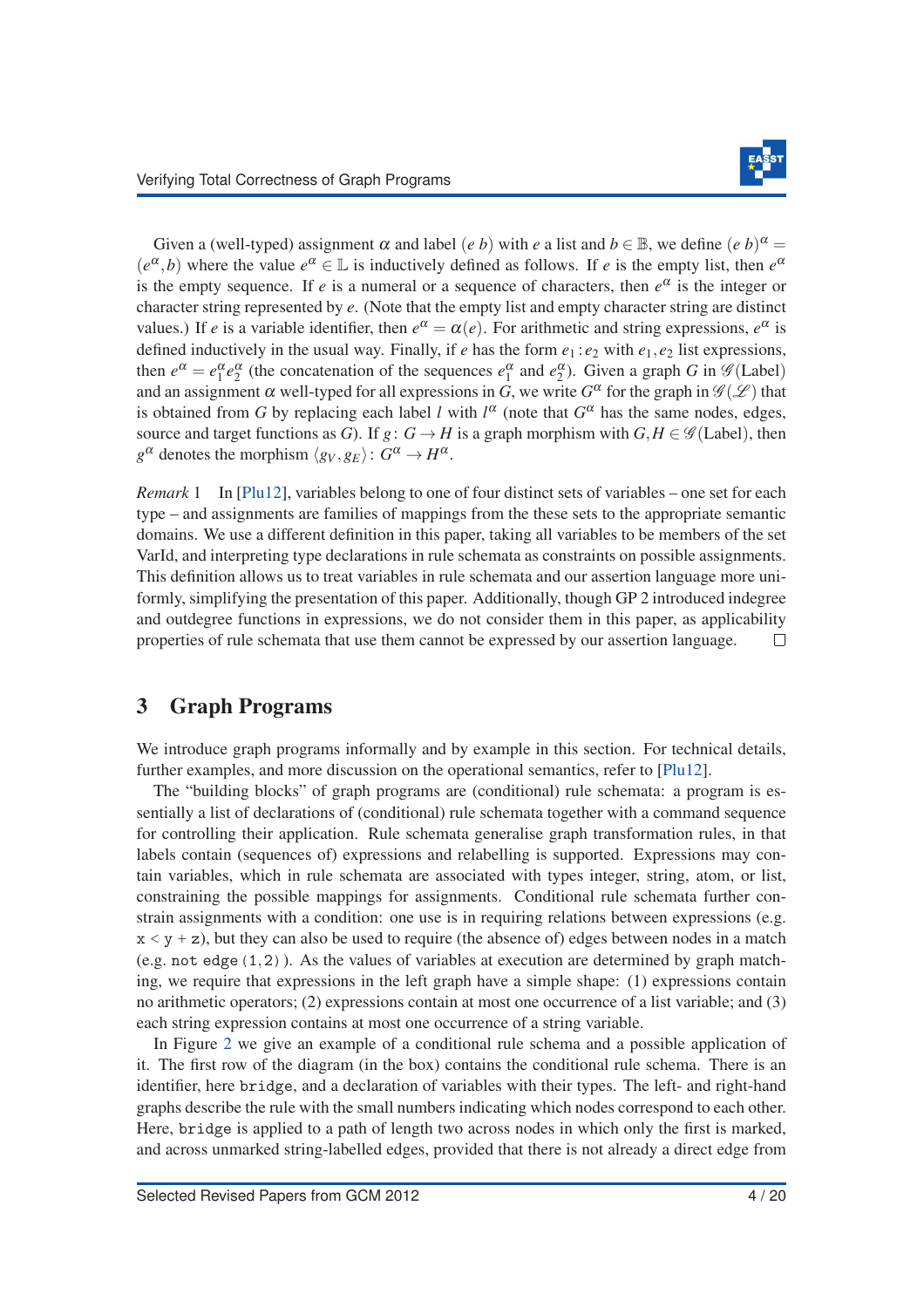Given a (well-typed) assignment $\alpha$ and label $(e\ b)$ with $e$ a list and $b \in \mathbb{B}$, we define $(e\ b)^\alpha = (e^\alpha, b)$ where the value $e^\alpha \in \mathbb{L}$ is inductively defined as follows. If $e$ is the empty list, then $e^\alpha$ is the empty sequence. If $e$ is a numeral or a sequence of characters, then $e^\alpha$ is the integer or character string represented by $e$. (Note that the empty list and empty character string are distinct values.) If $e$ is a variable identifier, then $e^\alpha = \alpha(e)$. For arithmetic and string expressions, $e^\alpha$ is defined inductively in the usual way. Finally, if $e$ has the form $e_1 : e_2$ with $e_1, e_2$ list expressions, then $e^\alpha = e_1^\alpha e_2^\alpha$ (the concatenation of the sequences $e_1^\alpha$ and $e_2^\alpha$). Given a graph $G$ in $\mathscr{G}(\text{Label})$ and an assignment $\alpha$ well-typed for all expressions in $G$, we write $G^\alpha$ for the graph in $\mathscr{G}(\mathscr{L})$ that is obtained from $G$ by replacing each label $l$ with $l^\alpha$ (note that $G^\alpha$ has the same nodes, edges, source and target functions as $G$). If $g\colon G \to H$ is a graph morphism with $G, H \in \mathscr{G}(\text{Label})$, then $g^\alpha$ denotes the morphism $\langle g_V, g_E \rangle\colon G^\alpha \to H^\alpha$.

*Remark* 1 In [Plu12], variables belong to one of four distinct sets of variables – one set for each type – and assignments are families of mappings from the these sets to the appropriate semantic domains. We use a different definition in this paper, taking all variables to be members of the set VarId, and interpreting type declarations in rule schemata as constraints on possible assignments. This definition allows us to treat variables in rule schemata and our assertion language more uniformly, simplifying the presentation of this paper. Additionally, though GP 2 introduced indegree and outdegree functions in expressions, we do not consider them in this paper, as applicability properties of rule schemata that use them cannot be expressed by our assertion language. □

## 3 Graph Programs

We introduce graph programs informally and by example in this section. For technical details, further examples, and more discussion on the operational semantics, refer to [Plu12].

The "building blocks" of graph programs are (conditional) rule schemata: a program is essentially a list of declarations of (conditional) rule schemata together with a command sequence for controlling their application. Rule schemata generalise graph transformation rules, in that labels contain (sequences of) expressions and relabelling is supported. Expressions may contain variables, which in rule schemata are associated with types integer, string, atom, or list, constraining the possible mappings for assignments. Conditional rule schemata further constrain assignments with a condition: one use is in requiring relations between expressions (e.g. `x < y + z`), but they can also be used to require (the absence of) edges between nodes in a match (e.g. `not edge(1,2)`). As the values of variables at execution are determined by graph matching, we require that expressions in the left graph have a simple shape: (1) expressions contain no arithmetic operators; (2) expressions contain at most one occurrence of a list variable; and (3) each string expression contains at most one occurrence of a string variable.

In Figure 2 we give an example of a conditional rule schema and a possible application of it. The first row of the diagram (in the box) contains the conditional rule schema. There is an identifier, here `bridge`, and a declaration of variables with their types. The left- and right-hand graphs describe the rule with the small numbers indicating which nodes correspond to each other. Here, `bridge` is applied to a path of length two across nodes in which only the first is marked, and across unmarked string-labelled edges, provided that there is not already a direct edge from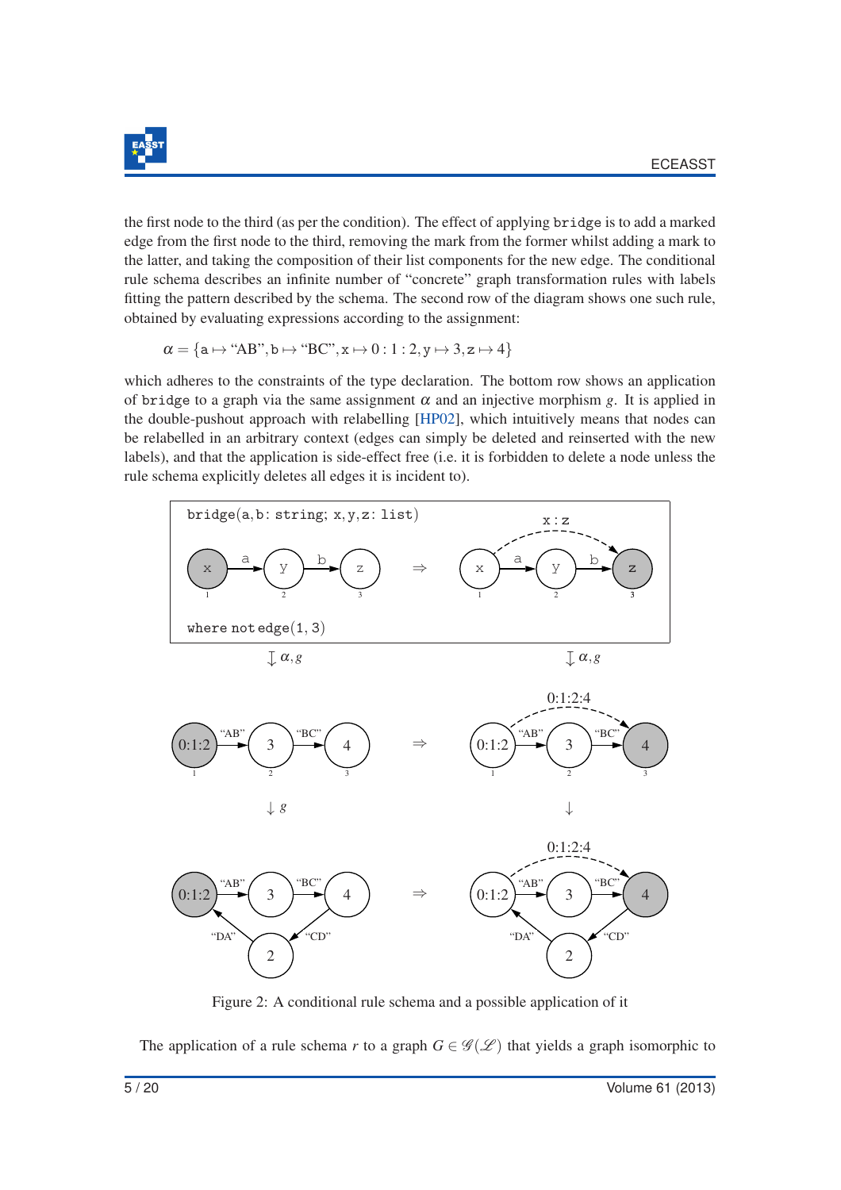the first node to the third (as per the condition). The effect of applying `bridge` is to add a marked edge from the first node to the third, removing the mark from the former whilst adding a mark to the latter, and taking the composition of their list components for the new edge. The conditional rule schema describes an infinite number of "concrete" graph transformation rules with labels fitting the pattern described by the schema. The second row of the diagram shows one such rule, obtained by evaluating expressions according to the assignment:

$$\alpha = \{\mathtt{a} \mapsto \text{“AB”}, \mathtt{b} \mapsto \text{“BC”}, \mathtt{x} \mapsto 0:1:2, \mathtt{y} \mapsto 3, \mathtt{z} \mapsto 4\}$$

which adheres to the constraints of the type declaration. The bottom row shows an application of `bridge` to a graph via the same assignment $\alpha$ and an injective morphism $g$. It is applied in the double-pushout approach with relabelling [HP02], which intuitively means that nodes can be relabelled in an arbitrary context (edges can simply be deleted and reinserted with the new labels), and that the application is side-effect free (i.e. it is forbidden to delete a node unless the rule schema explicitly deletes all edges it is incident to).

bridge(a,b: string; x,y,z: list)

x : z

x
a
y
b
z
1
2
3
⇒
x
a
y
b
z
1
2
3

where not edge(1, 3)

↧ α, g

↧ α, g

0:1:2:4

0:1:2
"AB"
3
"BC"
4
1
2
3
⇒
0:1:2
"AB"
3
"BC"
4
1
2
3

↓ g

↓

0:1:2:4

0:1:2
"AB"
3
"BC"
4
"DA"
"CD"
2
⇒
0:1:2
"AB"
3
"BC"
4
"DA"
"CD"
2

Figure 2: A conditional rule schema and a possible application of it

The application of a rule schema $r$ to a graph $G \in \mathscr{G}(\mathscr{L})$ that yields a graph isomorphic to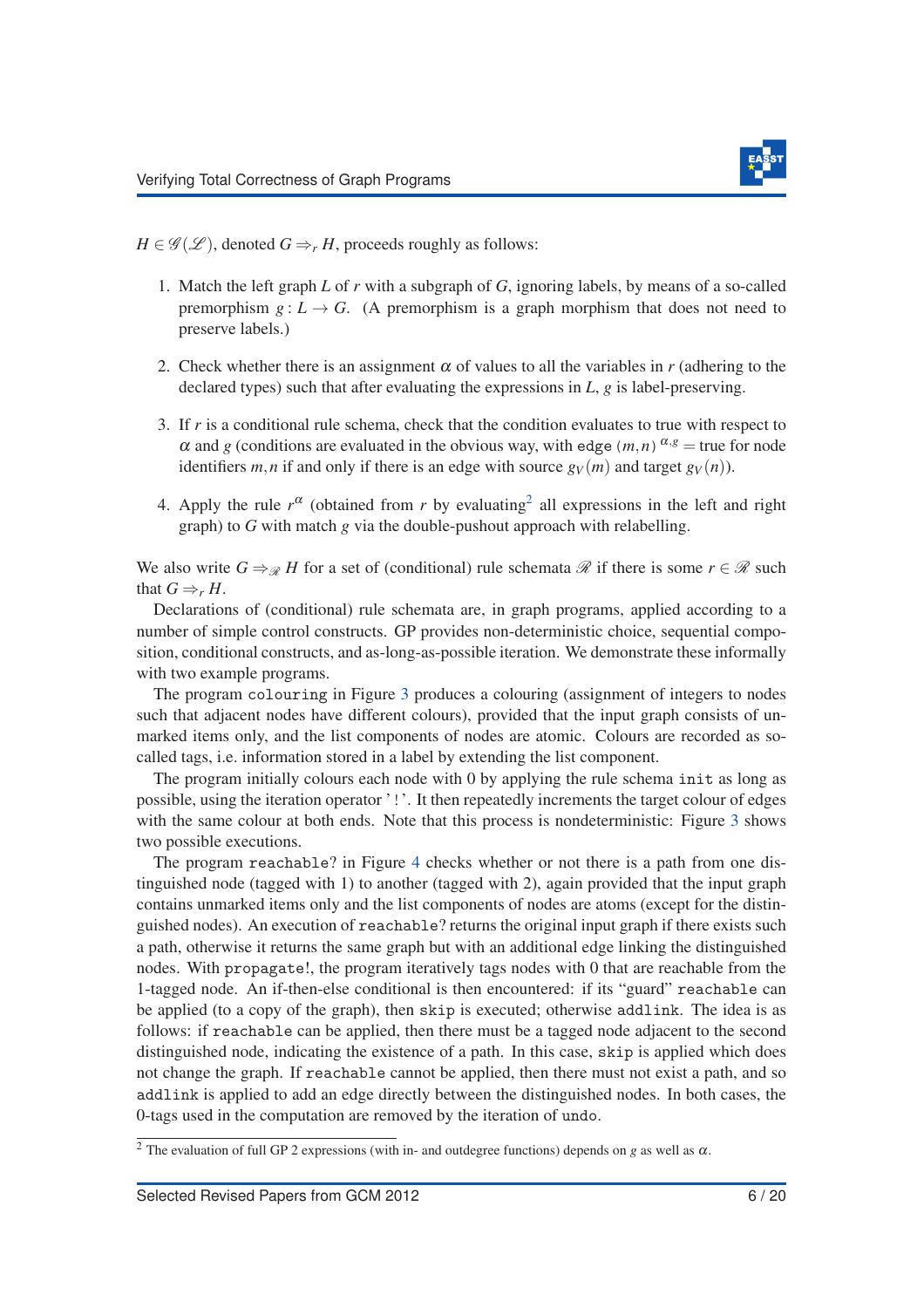$H \in \mathscr{G}(\mathscr{L})$, denoted $G \Rightarrow_r H$, proceeds roughly as follows:

1. Match the left graph $L$ of $r$ with a subgraph of $G$, ignoring labels, by means of a so-called premorphism $g: L \to G$. (A premorphism is a graph morphism that does not need to preserve labels.)

2. Check whether there is an assignment $\alpha$ of values to all the variables in $r$ (adhering to the declared types) such that after evaluating the expressions in $L$, $g$ is label-preserving.

3. If $r$ is a conditional rule schema, check that the condition evaluates to true with respect to $\alpha$ and $g$ (conditions are evaluated in the obvious way, with $\mathtt{edge}\,(m,n)^{\alpha,g} = \text{true}$ for node identifiers $m,n$ if and only if there is an edge with source $g_V(m)$ and target $g_V(n)$).

4. Apply the rule $r^\alpha$ (obtained from $r$ by evaluating[2] all expressions in the left and right graph) to $G$ with match $g$ via the double-pushout approach with relabelling.

We also write $G \Rightarrow_{\mathscr{R}} H$ for a set of (conditional) rule schemata $\mathscr{R}$ if there is some $r \in \mathscr{R}$ such that $G \Rightarrow_r H$.

Declarations of (conditional) rule schemata are, in graph programs, applied according to a number of simple control constructs. GP provides non-deterministic choice, sequential composition, conditional constructs, and as-long-as-possible iteration. We demonstrate these informally with two example programs.

The program `colouring` in Figure 3 produces a colouring (assignment of integers to nodes such that adjacent nodes have different colours), provided that the input graph consists of unmarked items only, and the list components of nodes are atomic. Colours are recorded as so-called tags, i.e. information stored in a label by extending the list component.

The program initially colours each node with 0 by applying the rule schema `init` as long as possible, using the iteration operator '`!`'. It then repeatedly increments the target colour of edges with the same colour at both ends. Note that this process is nondeterministic: Figure 3 shows two possible executions.

The program `reachable?` in Figure 4 checks whether or not there is a path from one distinguished node (tagged with 1) to another (tagged with 2), again provided that the input graph contains unmarked items only and the list components of nodes are atoms (except for the distinguished nodes). An execution of `reachable?` returns the original input graph if there exists such a path, otherwise it returns the same graph but with an additional edge linking the distinguished nodes. With `propagate!`, the program iteratively tags nodes with 0 that are reachable from the 1-tagged node. An if-then-else conditional is then encountered: if its "guard" `reachable` can be applied (to a copy of the graph), then `skip` is executed; otherwise `addlink`. The idea is as follows: if `reachable` can be applied, then there must be a tagged node adjacent to the second distinguished node, indicating the existence of a path. In this case, `skip` is applied which does not change the graph. If `reachable` cannot be applied, then there must not exist a path, and so `addlink` is applied to add an edge directly between the distinguished nodes. In both cases, the 0-tags used in the computation are removed by the iteration of `undo`.

[2] The evaluation of full GP 2 expressions (with in- and outdegree functions) depends on $g$ as well as $\alpha$.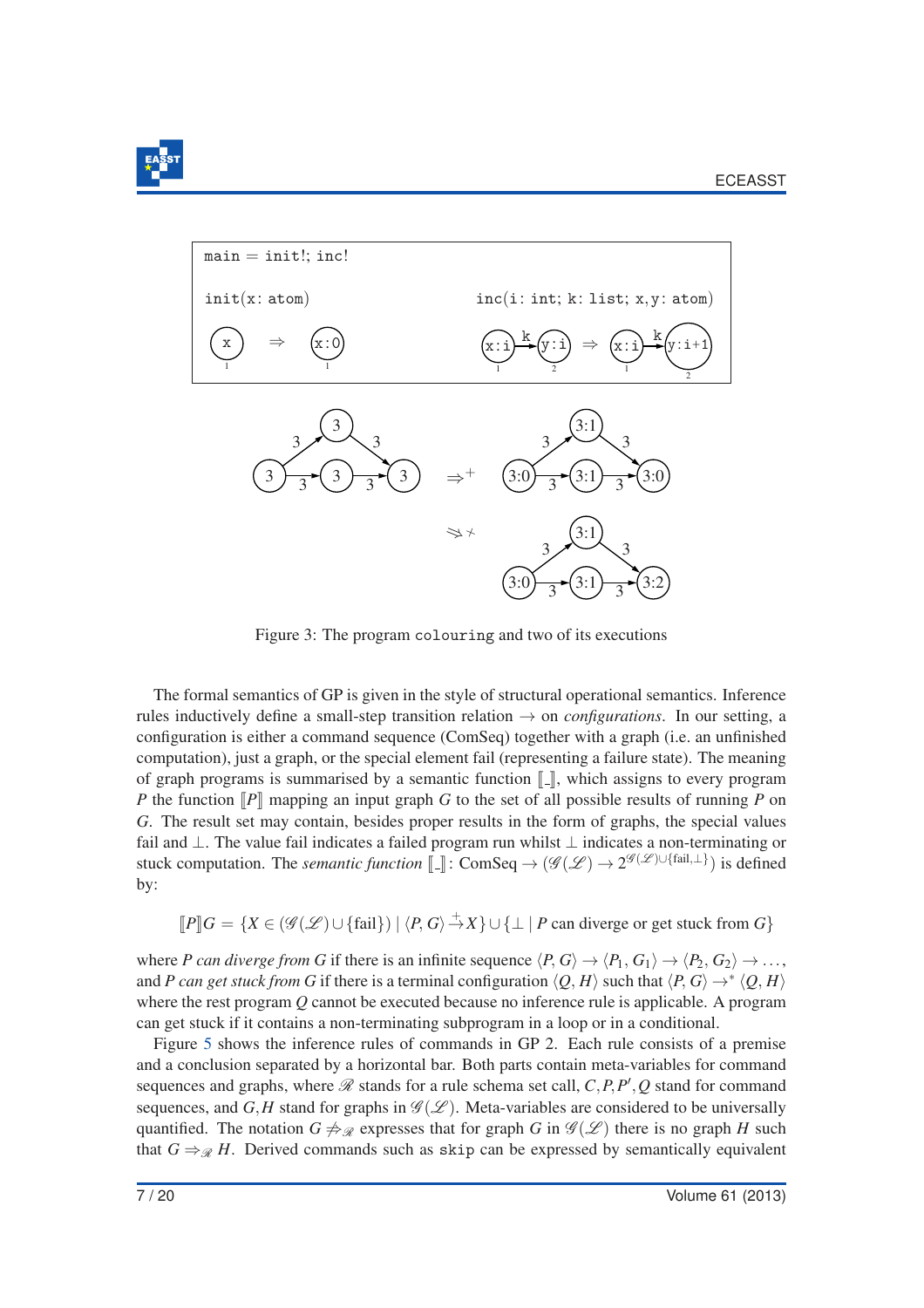```
main = init!; inc!

init(x: atom)                    inc(i: int; k: list; x,y: atom)
```

3 ⇒⁺ 3:1, 3:0, 3:1, 3:0

⇏⁺ 3:1, 3:0, 3:1, 3:2

Figure 3: The program colouring and two of its executions

The formal semantics of GP is given in the style of structural operational semantics. Inference rules inductively define a small-step transition relation $\to$ on *configurations*. In our setting, a configuration is either a command sequence (ComSeq) together with a graph (i.e. an unfinished computation), just a graph, or the special element fail (representing a failure state). The meaning of graph programs is summarised by a semantic function $[\![\_]\!]$, which assigns to every program $P$ the function $[\![P]\!]$ mapping an input graph $G$ to the set of all possible results of running $P$ on $G$. The result set may contain, besides proper results in the form of graphs, the special values fail and $\perp$. The value fail indicates a failed program run whilst $\perp$ indicates a non-terminating or stuck computation. The *semantic function* $[\![\_]\!]\colon \text{ComSeq} \to (\mathscr{G}(\mathscr{L}) \to 2^{\mathscr{G}(\mathscr{L})\cup\{\text{fail},\perp\}})$ is defined by:

$$[\![P]\!]G = \{X \in (\mathscr{G}(\mathscr{L}) \cup \{\text{fail}\}) \mid \langle P, G\rangle \overset{+}{\to} X\} \cup \{\perp \mid P \text{ can diverge or get stuck from } G\}$$

where *P can diverge from G* if there is an infinite sequence $\langle P, G\rangle \to \langle P_1, G_1\rangle \to \langle P_2, G_2\rangle \to \ldots$, and *P can get stuck from G* if there is a terminal configuration $\langle Q, H\rangle$ such that $\langle P, G\rangle \to^* \langle Q, H\rangle$ where the rest program $Q$ cannot be executed because no inference rule is applicable. A program can get stuck if it contains a non-terminating subprogram in a loop or in a conditional.

Figure 5 shows the inference rules of commands in GP 2. Each rule consists of a premise and a conclusion separated by a horizontal bar. Both parts contain meta-variables for command sequences and graphs, where $\mathscr{R}$ stands for a rule schema set call, $C, P, P', Q$ stand for command sequences, and $G, H$ stand for graphs in $\mathscr{G}(\mathscr{L})$. Meta-variables are considered to be universally quantified. The notation $G \not\Rightarrow_{\mathscr{R}}$ expresses that for graph $G$ in $\mathscr{G}(\mathscr{L})$ there is no graph $H$ such that $G \Rightarrow_{\mathscr{R}} H$. Derived commands such as skip can be expressed by semantically equivalent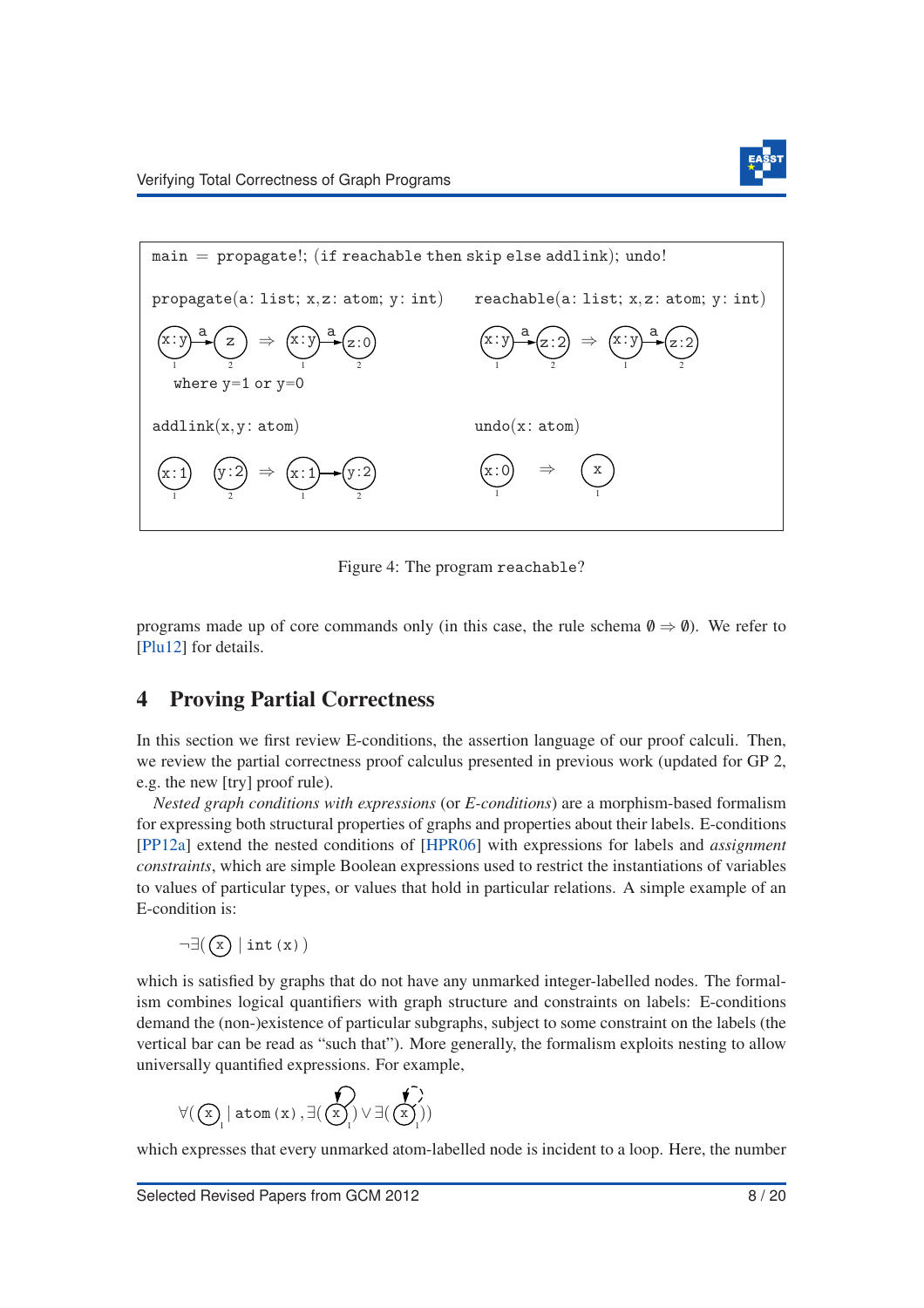```
main = propagate!; (if reachable then skip else addlink); undo!

propagate(a: list; x,z: atom; y: int)        reachable(a: list; x,z: atom; y: int)

(x:y)1 --a--> (z)2  ⇒  (x:y)1 --a--> (z:0)2   (x:y)1 --a--> (z:2)2  ⇒  (x:y)1 --a--> (z:2)2
  where y=1 or y=0

addlink(x,y: atom)                            undo(x: atom)

(x:1)1  (y:2)2  ⇒  (x:1)1 --> (y:2)2          (x:0)1  ⇒  (x)1
```

Figure 4: The program reachable?

programs made up of core commands only (in this case, the rule schema $\emptyset \Rightarrow \emptyset$). We refer to [Plu12] for details.

## 4 Proving Partial Correctness

In this section we first review E-conditions, the assertion language of our proof calculi. Then, we review the partial correctness proof calculus presented in previous work (updated for GP 2, e.g. the new [try] proof rule).

*Nested graph conditions with expressions* (or *E-conditions*) are a morphism-based formalism for expressing both structural properties of graphs and properties about their labels. E-conditions [PP12a] extend the nested conditions of [HPR06] with expressions for labels and *assignment constraints*, which are simple Boolean expressions used to restrict the instantiations of variables to values of particular types, or values that hold in particular relations. A simple example of an E-condition is:

$$\neg\exists(\,(\mathtt{x})\mid \mathtt{int(x)}\,)$$

which is satisfied by graphs that do not have any unmarked integer-labelled nodes. The formalism combines logical quantifiers with graph structure and constraints on labels: E-conditions demand the (non-)existence of particular subgraphs, subject to some constraint on the labels (the vertical bar can be read as "such that"). More generally, the formalism exploits nesting to allow universally quantified expressions. For example,

$$\forall(\,(\mathtt{x})_1 \mid \mathtt{atom(x)},\ \exists(\,(\mathtt{x})_1 \text{ with loop}\,) \lor \exists(\,(\mathtt{x})_1 \text{ with dashed loop}\,)\,)$$

which expresses that every unmarked atom-labelled node is incident to a loop. Here, the number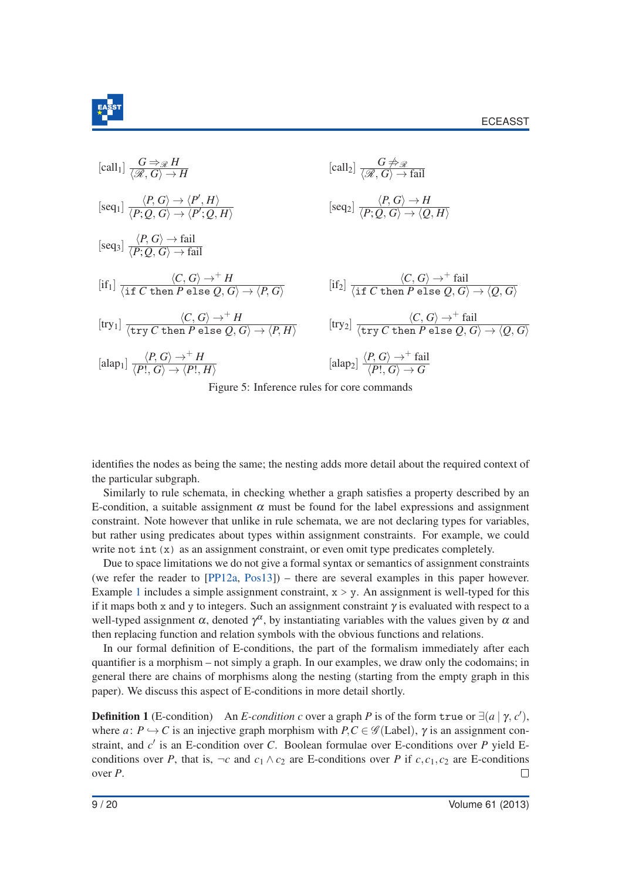$$[\text{call}_1]\ \frac{G \Rightarrow_{\mathscr{R}} H}{\langle \mathscr{R}, G\rangle \to H} \qquad [\text{call}_2]\ \frac{G \not\Rightarrow_{\mathscr{R}}}{\langle \mathscr{R}, G\rangle \to \text{fail}}$$

$$[\text{seq}_1]\ \frac{\langle P, G\rangle \to \langle P', H\rangle}{\langle P;Q, G\rangle \to \langle P';Q, H\rangle} \qquad [\text{seq}_2]\ \frac{\langle P, G\rangle \to H}{\langle P;Q, G\rangle \to \langle Q, H\rangle}$$

$$[\text{seq}_3]\ \frac{\langle P, G\rangle \to \text{fail}}{\langle P;Q, G\rangle \to \text{fail}}$$

$$[\text{if}_1]\ \frac{\langle C, G\rangle \to^+ H}{\langle \texttt{if}\ C\ \texttt{then}\ P\ \texttt{else}\ Q, G\rangle \to \langle P, G\rangle} \qquad [\text{if}_2]\ \frac{\langle C, G\rangle \to^+ \text{fail}}{\langle \texttt{if}\ C\ \texttt{then}\ P\ \texttt{else}\ Q, G\rangle \to \langle Q, G\rangle}$$

$$[\text{try}_1]\ \frac{\langle C, G\rangle \to^+ H}{\langle \texttt{try}\ C\ \texttt{then}\ P\ \texttt{else}\ Q, G\rangle \to \langle P, H\rangle} \qquad [\text{try}_2]\ \frac{\langle C, G\rangle \to^+ \text{fail}}{\langle \texttt{try}\ C\ \texttt{then}\ P\ \texttt{else}\ Q, G\rangle \to \langle Q, G\rangle}$$

$$[\text{alap}_1]\ \frac{\langle P, G\rangle \to^+ H}{\langle P!, G\rangle \to \langle P!, H\rangle} \qquad [\text{alap}_2]\ \frac{\langle P, G\rangle \to^+ \text{fail}}{\langle P!, G\rangle \to G}$$

Figure 5: Inference rules for core commands

identifies the nodes as being the same; the nesting adds more detail about the required context of the particular subgraph.

Similarly to rule schemata, in checking whether a graph satisfies a property described by an E-condition, a suitable assignment $\alpha$ must be found for the label expressions and assignment constraint. Note however that unlike in rule schemata, we are not declaring types for variables, but rather using predicates about types within assignment constraints. For example, we could write `not int(x)` as an assignment constraint, or even omit type predicates completely.

Due to space limitations we do not give a formal syntax or semantics of assignment constraints (we refer the reader to [PP12a, Pos13]) – there are several examples in this paper however. Example 1 includes a simple assignment constraint, `x > y`. An assignment is well-typed for this if it maps both `x` and `y` to integers. Such an assignment constraint $\gamma$ is evaluated with respect to a well-typed assignment $\alpha$, denoted $\gamma^\alpha$, by instantiating variables with the values given by $\alpha$ and then replacing function and relation symbols with the obvious functions and relations.

In our formal definition of E-conditions, the part of the formalism immediately after each quantifier is a morphism – not simply a graph. In our examples, we draw only the codomains; in general there are chains of morphisms along the nesting (starting from the empty graph in this paper). We discuss this aspect of E-conditions in more detail shortly.

**Definition 1** (E-condition) An *E-condition* $c$ over a graph $P$ is of the form `true` or $\exists(a \mid \gamma, c')$, where $a\colon P \hookrightarrow C$ is an injective graph morphism with $P, C \in \mathscr{G}(\text{Label})$, $\gamma$ is an assignment constraint, and $c'$ is an E-condition over $C$. Boolean formulae over E-conditions over $P$ yield E-conditions over $P$, that is, $\neg c$ and $c_1 \wedge c_2$ are E-conditions over $P$ if $c, c_1, c_2$ are E-conditions over $P$. □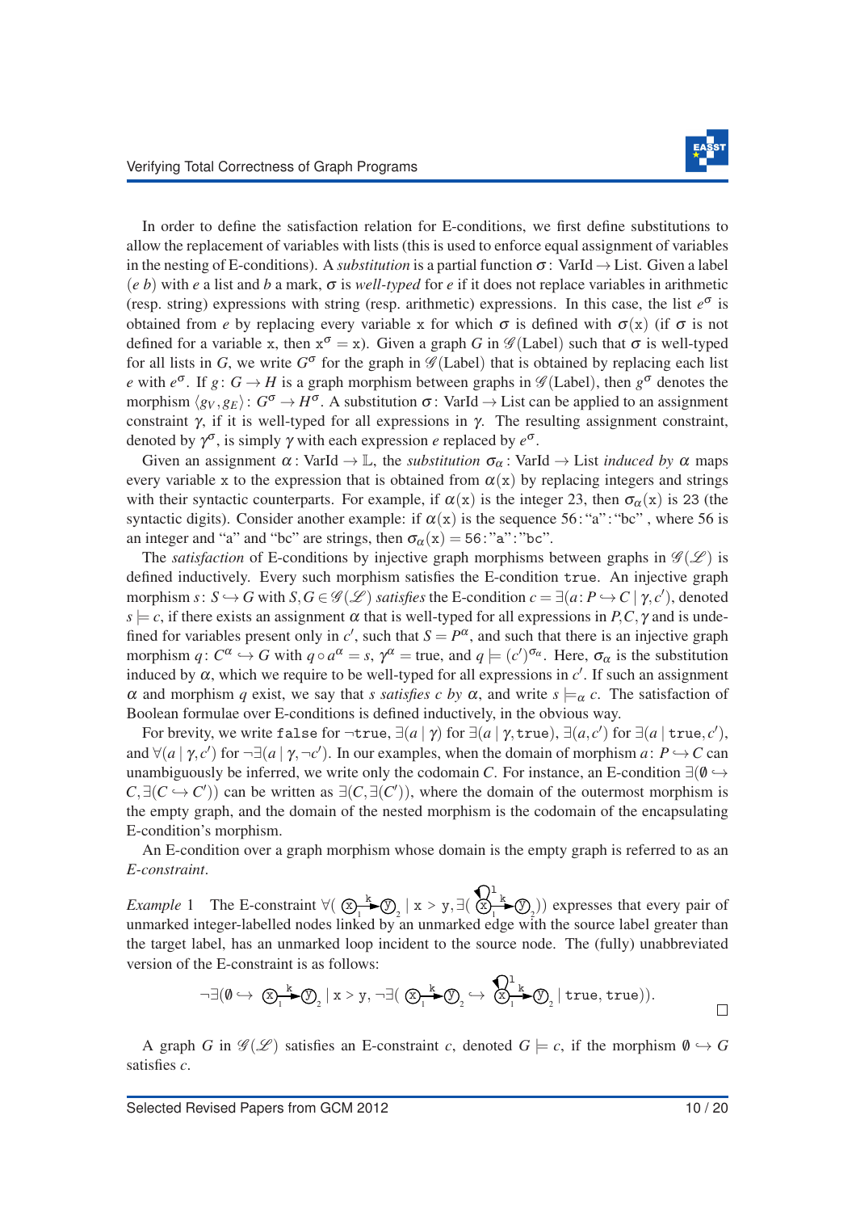In order to define the satisfaction relation for E-conditions, we first define substitutions to allow the replacement of variables with lists (this is used to enforce equal assignment of variables in the nesting of E-conditions). A *substitution* is a partial function $\sigma\colon \text{VarId} \to \text{List}$. Given a label $(e\ b)$ with $e$ a list and $b$ a mark, $\sigma$ is *well-typed* for $e$ if it does not replace variables in arithmetic (resp. string) expressions with string (resp. arithmetic) expressions. In this case, the list $e^\sigma$ is obtained from $e$ by replacing every variable $\mathtt{x}$ for which $\sigma$ is defined with $\sigma(\mathtt{x})$ (if $\sigma$ is not defined for a variable $\mathtt{x}$, then $\mathtt{x}^\sigma = \mathtt{x}$). Given a graph $G$ in $\mathscr{G}(\text{Label})$ such that $\sigma$ is well-typed for all lists in $G$, we write $G^\sigma$ for the graph in $\mathscr{G}(\text{Label})$ that is obtained by replacing each list $e$ with $e^\sigma$. If $g\colon G \to H$ is a graph morphism between graphs in $\mathscr{G}(\text{Label})$, then $g^\sigma$ denotes the morphism $\langle g_V, g_E\rangle\colon G^\sigma \to H^\sigma$. A substitution $\sigma\colon \text{VarId} \to \text{List}$ can be applied to an assignment constraint $\gamma$, if it is well-typed for all expressions in $\gamma$. The resulting assignment constraint, denoted by $\gamma^\sigma$, is simply $\gamma$ with each expression $e$ replaced by $e^\sigma$.

Given an assignment $\alpha\colon \text{VarId} \to \mathbb{L}$, the *substitution* $\sigma_\alpha\colon \text{VarId} \to \text{List}$ *induced by* $\alpha$ maps every variable $\mathtt{x}$ to the expression that is obtained from $\alpha(\mathtt{x})$ by replacing integers and strings with their syntactic counterparts. For example, if $\alpha(\mathtt{x})$ is the integer 23, then $\sigma_\alpha(\mathtt{x})$ is $\mathtt{23}$ (the syntactic digits). Consider another example: if $\alpha(\mathtt{x})$ is the sequence 56 : "a" : "bc" , where 56 is an integer and "a" and "bc" are strings, then $\sigma_\alpha(\mathtt{x}) = \mathtt{56:"a":"bc"}$.

The *satisfaction* of E-conditions by injective graph morphisms between graphs in $\mathscr{G}(\mathscr{L})$ is defined inductively. Every such morphism satisfies the E-condition $\mathtt{true}$. An injective graph morphism $s\colon S \hookrightarrow G$ with $S, G \in \mathscr{G}(\mathscr{L})$ *satisfies* the E-condition $c = \exists(a\colon P \hookrightarrow C \mid \gamma, c')$, denoted $s \models c$, if there exists an assignment $\alpha$ that is well-typed for all expressions in $P, C, \gamma$ and is undefined for variables present only in $c'$, such that $S = P^\alpha$, and such that there is an injective graph morphism $q\colon C^\alpha \hookrightarrow G$ with $q \circ a^\alpha = s$, $\gamma^\alpha = \text{true}$, and $q \models (c')^{\sigma_\alpha}$. Here, $\sigma_\alpha$ is the substitution induced by $\alpha$, which we require to be well-typed for all expressions in $c'$. If such an assignment $\alpha$ and morphism $q$ exist, we say that *s satisfies c by* $\alpha$, and write $s \models_\alpha c$. The satisfaction of Boolean formulae over E-conditions is defined inductively, in the obvious way.

For brevity, we write $\mathtt{false}$ for $\neg\mathtt{true}$, $\exists(a \mid \gamma)$ for $\exists(a \mid \gamma, \mathtt{true})$, $\exists(a, c')$ for $\exists(a \mid \mathtt{true}, c')$, and $\forall(a \mid \gamma, c')$ for $\neg\exists(a \mid \gamma, \neg c')$. In our examples, when the domain of morphism $a\colon P \hookrightarrow C$ can unambiguously be inferred, we write only the codomain $C$. For instance, an E-condition $\exists(\emptyset \hookrightarrow C, \exists(C \hookrightarrow C'))$ can be written as $\exists(C, \exists(C'))$, where the domain of the outermost morphism is the empty graph, and the domain of the nested morphism is the codomain of the encapsulating E-condition's morphism.

An E-condition over a graph morphism whose domain is the empty graph is referred to as an *E-constraint*.

*Example* 1 The E-constraint $\forall(\ \mathtt{x}_1 \xrightarrow{\mathtt{k}} \mathtt{y}_2 \mid \mathtt{x} > \mathtt{y}, \exists(\ \mathtt{x}_1 \text{ with loop } \mathtt{l},\ \mathtt{x}_1 \xrightarrow{\mathtt{k}} \mathtt{y}_2))$ expresses that every pair of unmarked integer-labelled nodes linked by an unmarked edge with the source label greater than the target label, has an unmarked loop incident to the source node. The (fully) unabbreviated version of the E-constraint is as follows:

$$\neg\exists(\emptyset \hookrightarrow \mathtt{x}_1 \xrightarrow{\mathtt{k}} \mathtt{y}_2 \mid \mathtt{x} > \mathtt{y},\ \neg\exists(\ \mathtt{x}_1 \xrightarrow{\mathtt{k}} \mathtt{y}_2 \hookrightarrow \mathtt{x}_1 \text{ with loop } \mathtt{l},\ \mathtt{x}_1 \xrightarrow{\mathtt{k}} \mathtt{y}_2 \mid \mathtt{true}, \mathtt{true})).$$

□

A graph $G$ in $\mathscr{G}(\mathscr{L})$ satisfies an E-constraint $c$, denoted $G \models c$, if the morphism $\emptyset \hookrightarrow G$ satisfies $c$.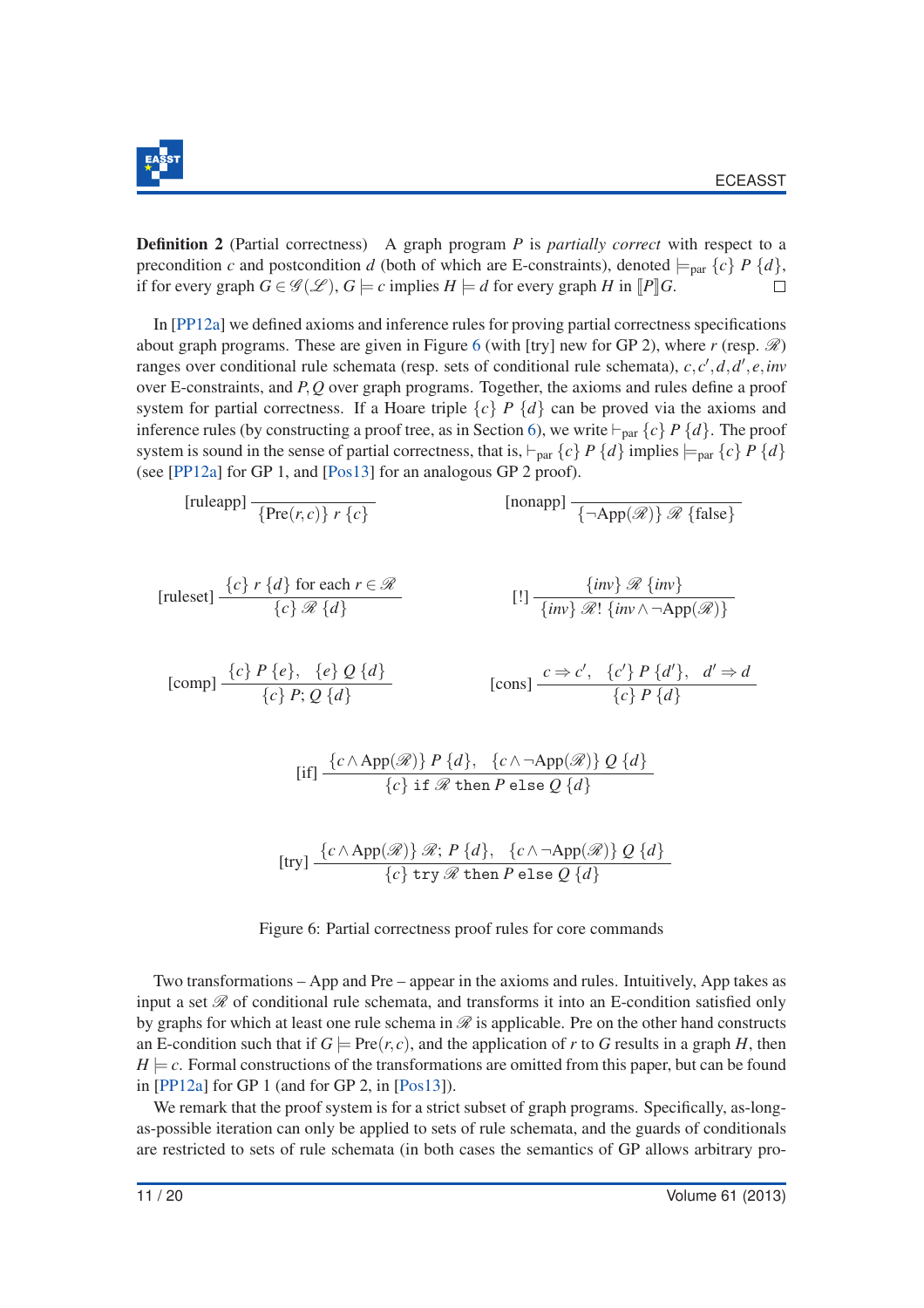**Definition 2** (Partial correctness) A graph program $P$ is *partially correct* with respect to a precondition $c$ and postcondition $d$ (both of which are E-constraints), denoted $\models_{\text{par}} \{c\}\ P\ \{d\}$, if for every graph $G \in \mathscr{G}(\mathscr{L})$, $G \models c$ implies $H \models d$ for every graph $H$ in $[\![P]\!]G$. □

In [PP12a] we defined axioms and inference rules for proving partial correctness specifications about graph programs. These are given in Figure 6 (with [try] new for GP 2), where $r$ (resp. $\mathscr{R}$) ranges over conditional rule schemata (resp. sets of conditional rule schemata), $c, c', d, d', e, inv$ over E-constraints, and $P, Q$ over graph programs. Together, the axioms and rules define a proof system for partial correctness. If a Hoare triple $\{c\}\ P\ \{d\}$ can be proved via the axioms and inference rules (by constructing a proof tree, as in Section 6), we write $\vdash_{\text{par}} \{c\}\ P\ \{d\}$. The proof system is sound in the sense of partial correctness, that is, $\vdash_{\text{par}} \{c\}\ P\ \{d\}$ implies $\models_{\text{par}} \{c\}\ P\ \{d\}$ (see [PP12a] for GP 1, and [Pos13] for an analogous GP 2 proof).

$$[\text{ruleapp}]\ \frac{}{\{\text{Pre}(r,c)\}\ r\ \{c\}} \qquad [\text{nonapp}]\ \frac{}{\{\neg\text{App}(\mathscr{R})\}\ \mathscr{R}\ \{\text{false}\}}$$

$$[\text{ruleset}]\ \frac{\{c\}\ r\ \{d\}\ \text{for each}\ r \in \mathscr{R}}{\{c\}\ \mathscr{R}\ \{d\}} \qquad [!]\ \frac{\{inv\}\ \mathscr{R}\ \{inv\}}{\{inv\}\ \mathscr{R}!\ \{inv \wedge \neg\text{App}(\mathscr{R})\}}$$

$$[\text{comp}]\ \frac{\{c\}\ P\ \{e\},\quad \{e\}\ Q\ \{d\}}{\{c\}\ P;\ Q\ \{d\}} \qquad [\text{cons}]\ \frac{c \Rightarrow c',\quad \{c'\}\ P\ \{d'\},\quad d' \Rightarrow d}{\{c\}\ P\ \{d\}}$$

$$[\text{if}]\ \frac{\{c \wedge \text{App}(\mathscr{R})\}\ P\ \{d\},\quad \{c \wedge \neg\text{App}(\mathscr{R})\}\ Q\ \{d\}}{\{c\}\ \texttt{if}\ \mathscr{R}\ \texttt{then}\ P\ \texttt{else}\ Q\ \{d\}}$$

$$[\text{try}]\ \frac{\{c \wedge \text{App}(\mathscr{R})\}\ \mathscr{R};\ P\ \{d\},\quad \{c \wedge \neg\text{App}(\mathscr{R})\}\ Q\ \{d\}}{\{c\}\ \texttt{try}\ \mathscr{R}\ \texttt{then}\ P\ \texttt{else}\ Q\ \{d\}}$$

Figure 6: Partial correctness proof rules for core commands

Two transformations – App and Pre – appear in the axioms and rules. Intuitively, App takes as input a set $\mathscr{R}$ of conditional rule schemata, and transforms it into an E-condition satisfied only by graphs for which at least one rule schema in $\mathscr{R}$ is applicable. Pre on the other hand constructs an E-condition such that if $G \models \text{Pre}(r,c)$, and the application of $r$ to $G$ results in a graph $H$, then $H \models c$. Formal constructions of the transformations are omitted from this paper, but can be found in [PP12a] for GP 1 (and for GP 2, in [Pos13]).

We remark that the proof system is for a strict subset of graph programs. Specifically, as-long-as-possible iteration can only be applied to sets of rule schemata, and the guards of conditionals are restricted to sets of rule schemata (in both cases the semantics of GP allows arbitrary pro-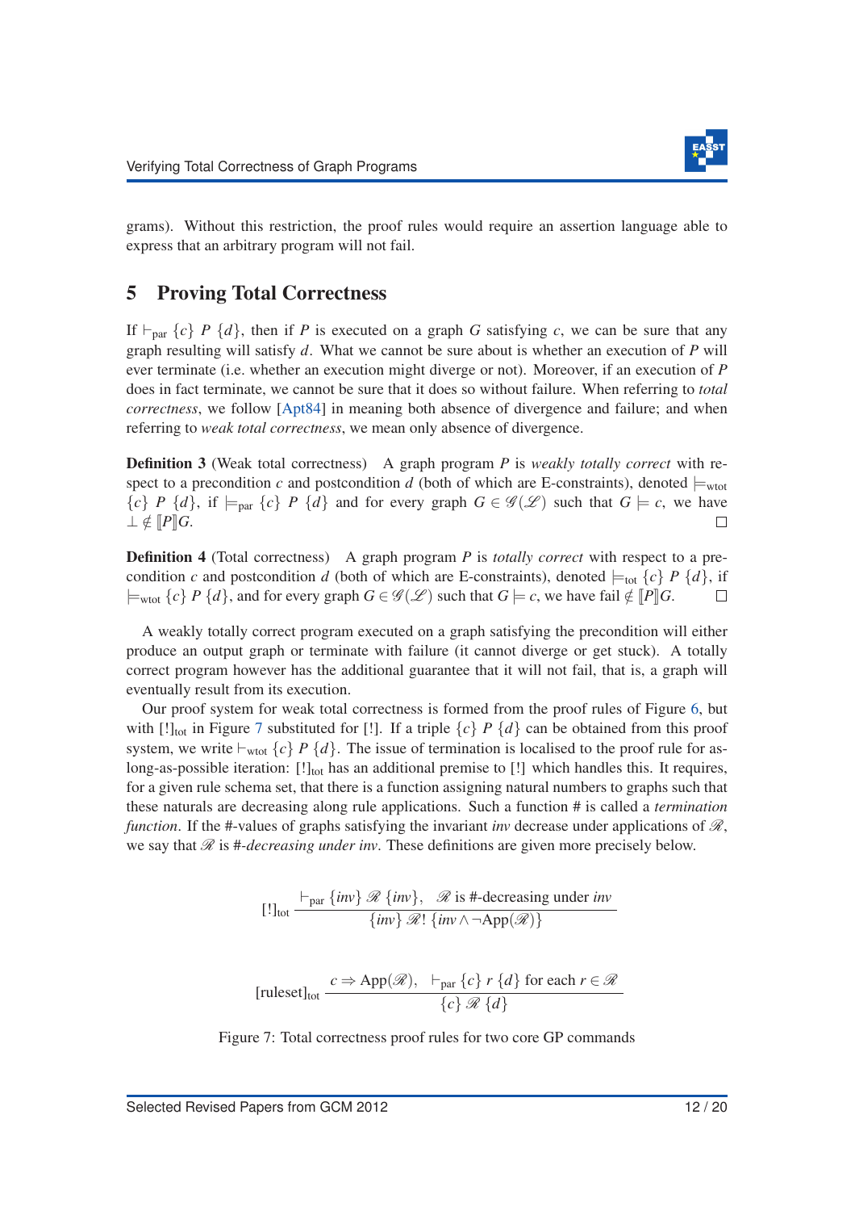grams). Without this restriction, the proof rules would require an assertion language able to express that an arbitrary program will not fail.

## 5 Proving Total Correctness

If $\vdash_{\text{par}} \{c\}\ P\ \{d\}$, then if $P$ is executed on a graph $G$ satisfying $c$, we can be sure that any graph resulting will satisfy $d$. What we cannot be sure about is whether an execution of $P$ will ever terminate (i.e. whether an execution might diverge or not). Moreover, if an execution of $P$ does in fact terminate, we cannot be sure that it does so without failure. When referring to *total correctness*, we follow [Apt84] in meaning both absence of divergence and failure; and when referring to *weak total correctness*, we mean only absence of divergence.

**Definition 3** (Weak total correctness) A graph program $P$ is *weakly totally correct* with respect to a precondition $c$ and postcondition $d$ (both of which are E-constraints), denoted $\models_{\text{wtot}} \{c\}\ P\ \{d\}$, if $\models_{\text{par}} \{c\}\ P\ \{d\}$ and for every graph $G \in \mathscr{G}(\mathscr{L})$ such that $G \models c$, we have $\perp \notin [\![P]\!]G$. □

**Definition 4** (Total correctness) A graph program $P$ is *totally correct* with respect to a precondition $c$ and postcondition $d$ (both of which are E-constraints), denoted $\models_{\text{tot}} \{c\}\ P\ \{d\}$, if $\models_{\text{wtot}} \{c\}\ P\ \{d\}$, and for every graph $G \in \mathscr{G}(\mathscr{L})$ such that $G \models c$, we have fail $\notin [\![P]\!]G$. □

A weakly totally correct program executed on a graph satisfying the precondition will either produce an output graph or terminate with failure (it cannot diverge or get stuck). A totally correct program however has the additional guarantee that it will not fail, that is, a graph will eventually result from its execution.

Our proof system for weak total correctness is formed from the proof rules of Figure 6, but with $[!]_{\text{tot}}$ in Figure 7 substituted for $[!]$. If a triple $\{c\}\ P\ \{d\}$ can be obtained from this proof system, we write $\vdash_{\text{wtot}} \{c\}\ P\ \{d\}$. The issue of termination is localised to the proof rule for as-long-as-possible iteration: $[!]_{\text{tot}}$ has an additional premise to $[!]$ which handles this. It requires, for a given rule schema set, that there is a function assigning natural numbers to graphs such that these naturals are decreasing along rule applications. Such a function # is called a *termination function*. If the #-values of graphs satisfying the invariant *inv* decrease under applications of $\mathscr{R}$, we say that $\mathscr{R}$ is *#-decreasing under inv*. These definitions are given more precisely below.

$$[!]_{\text{tot}}\ \frac{\vdash_{\text{par}} \{inv\}\ \mathscr{R}\ \{inv\}, \quad \mathscr{R} \text{ is \#-decreasing under } inv}{\{inv\}\ \mathscr{R}!\ \{inv \wedge \neg \text{App}(\mathscr{R})\}}$$

$$[\text{ruleset}]_{\text{tot}}\ \frac{c \Rightarrow \text{App}(\mathscr{R}), \quad \vdash_{\text{par}} \{c\}\ r\ \{d\} \text{ for each } r \in \mathscr{R}}{\{c\}\ \mathscr{R}\ \{d\}}$$

Figure 7: Total correctness proof rules for two core GP commands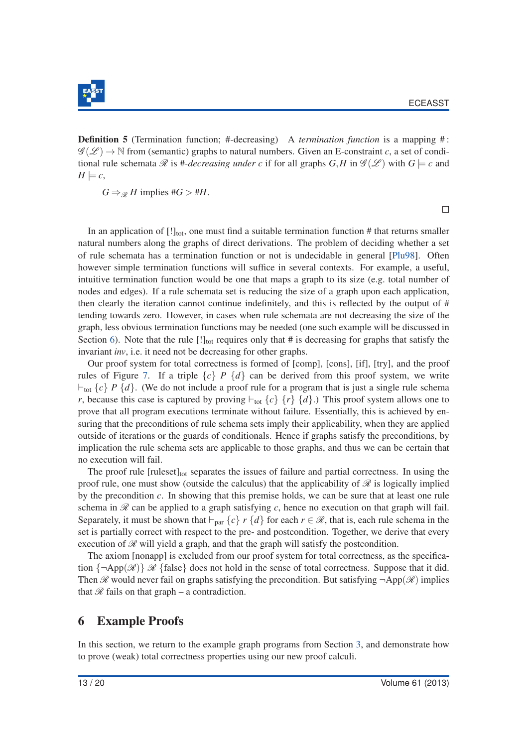**Definition 5** (Termination function; #-decreasing) A *termination function* is a mapping $\# \colon \mathscr{G}(\mathscr{L}) \to \mathbb{N}$ from (semantic) graphs to natural numbers. Given an E-constraint $c$, a set of conditional rule schemata $\mathscr{R}$ is *#-decreasing under c* if for all graphs $G, H$ in $\mathscr{G}(\mathscr{L})$ with $G \models c$ and $H \models c$,

$$G \Rightarrow_{\mathscr{R}} H \text{ implies } \#G > \#H.$$

□

In an application of $[!]_{\text{tot}}$, one must find a suitable termination function # that returns smaller natural numbers along the graphs of direct derivations. The problem of deciding whether a set of rule schemata has a termination function or not is undecidable in general [Plu98]. Often however simple termination functions will suffice in several contexts. For example, a useful, intuitive termination function would be one that maps a graph to its size (e.g. total number of nodes and edges). If a rule schemata set is reducing the size of a graph upon each application, then clearly the iteration cannot continue indefinitely, and this is reflected by the output of # tending towards zero. However, in cases when rule schemata are not decreasing the size of the graph, less obvious termination functions may be needed (one such example will be discussed in Section 6). Note that the rule $[!]_{\text{tot}}$ requires only that # is decreasing for graphs that satisfy the invariant *inv*, i.e. it need not be decreasing for other graphs.

Our proof system for total correctness is formed of [comp], [cons], [if], [try], and the proof rules of Figure 7. If a triple $\{c\}\ P\ \{d\}$ can be derived from this proof system, we write $\vdash_{\text{tot}} \{c\}\ P\ \{d\}$. (We do not include a proof rule for a program that is just a single rule schema $r$, because this case is captured by proving $\vdash_{\text{tot}} \{c\}\ \{r\}\ \{d\}$.) This proof system allows one to prove that all program executions terminate without failure. Essentially, this is achieved by ensuring that the preconditions of rule schema sets imply their applicability, when they are applied outside of iterations or the guards of conditionals. Hence if graphs satisfy the preconditions, by implication the rule schema sets are applicable to those graphs, and thus we can be certain that no execution will fail.

The proof rule $[\text{ruleset}]_{\text{tot}}$ separates the issues of failure and partial correctness. In using the proof rule, one must show (outside the calculus) that the applicability of $\mathscr{R}$ is logically implied by the precondition $c$. In showing that this premise holds, we can be sure that at least one rule schema in $\mathscr{R}$ can be applied to a graph satisfying $c$, hence no execution on that graph will fail. Separately, it must be shown that $\vdash_{\text{par}} \{c\}\ r\ \{d\}$ for each $r \in \mathscr{R}$, that is, each rule schema in the set is partially correct with respect to the pre- and postcondition. Together, we derive that every execution of $\mathscr{R}$ will yield a graph, and that the graph will satisfy the postcondition.

The axiom [nonapp] is excluded from our proof system for total correctness, as the specification $\{\neg\text{App}(\mathscr{R})\}\ \mathscr{R}\ \{\text{false}\}$ does not hold in the sense of total correctness. Suppose that it did. Then $\mathscr{R}$ would never fail on graphs satisfying the precondition. But satisfying $\neg\text{App}(\mathscr{R})$ implies that $\mathscr{R}$ fails on that graph – a contradiction.

## 6 Example Proofs

In this section, we return to the example graph programs from Section 3, and demonstrate how to prove (weak) total correctness properties using our new proof calculi.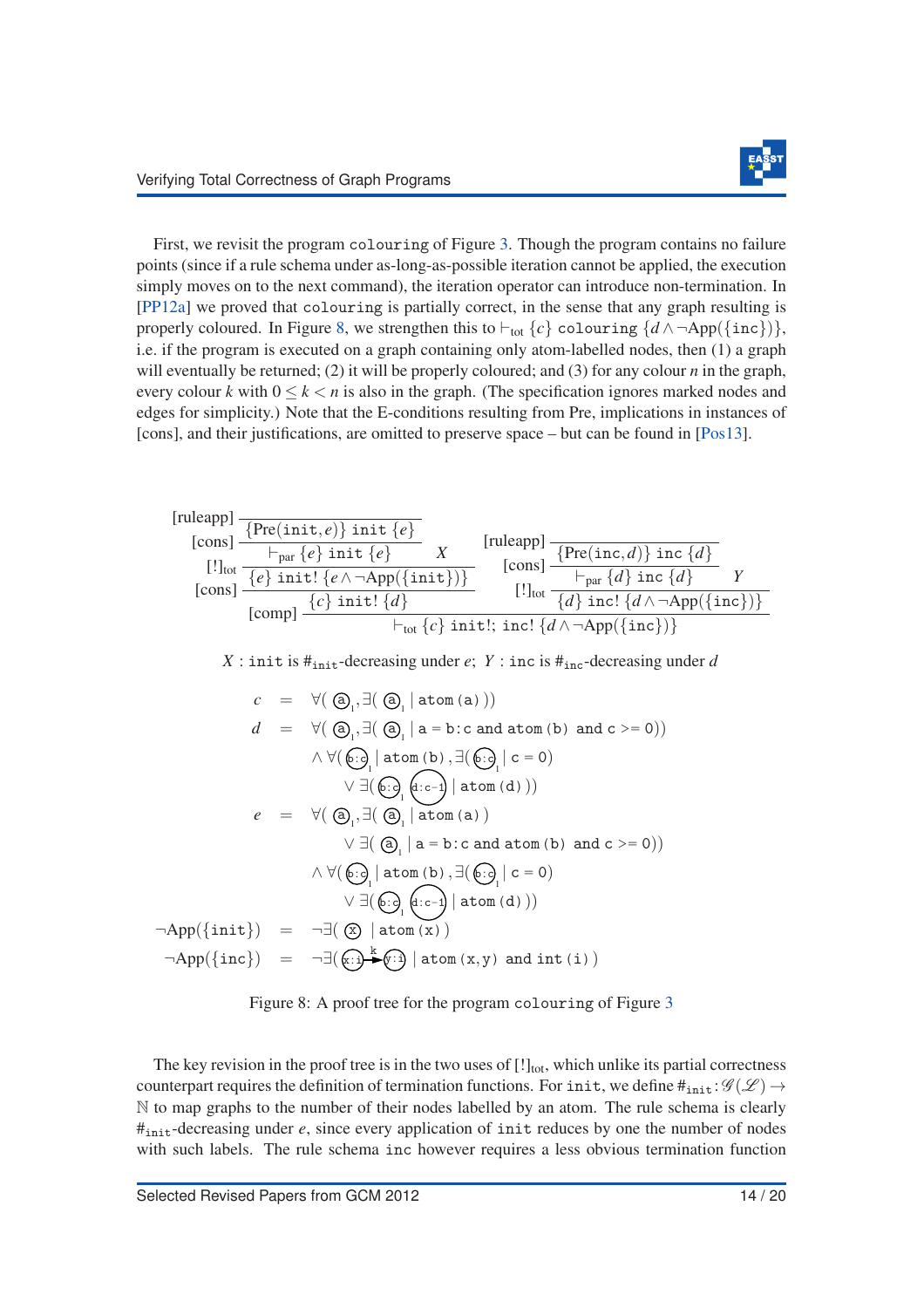First, we revisit the program colouring of Figure 3. Though the program contains no failure points (since if a rule schema under as-long-as-possible iteration cannot be applied, the execution simply moves on to the next command), the iteration operator can introduce non-termination. In [PP12a] we proved that colouring is partially correct, in the sense that any graph resulting is properly coloured. In Figure 8, we strengthen this to $\vdash_{\text{tot}} \{c\}$ colouring $\{d \wedge \neg\text{App}(\{\texttt{inc}\})\}$, i.e. if the program is executed on a graph containing only atom-labelled nodes, then (1) a graph will eventually be returned; (2) it will be properly coloured; and (3) for any colour $n$ in the graph, every colour $k$ with $0 \leq k < n$ is also in the graph. (The specification ignores marked nodes and edges for simplicity.) Note that the E-conditions resulting from Pre, implications in instances of [cons], and their justifications, are omitted to preserve space – but can be found in [Pos13].

$$
\dfrac{
[\text{comp}]\;\dfrac{
[\text{cons}]\;\dfrac{
[!]_{\text{tot}}\;\dfrac{
[\text{cons}]\;\dfrac{
[\text{ruleapp}]\;\dfrac{}{\{\text{Pre}(\texttt{init}, e)\}\ \texttt{init}\ \{e\}}
}{\vdash_{\text{par}} \{e\}\ \texttt{init}\ \{e\}} \quad X
}{\{e\}\ \texttt{init!}\ \{e \wedge \neg\text{App}(\{\texttt{init}\})\}}
}{\{c\}\ \texttt{init!}\ \{d\}}
\qquad
[!]_{\text{tot}}\;\dfrac{
[\text{cons}]\;\dfrac{
[\text{ruleapp}]\;\dfrac{}{\{\text{Pre}(\texttt{inc}, d)\}\ \texttt{inc}\ \{d\}}
}{\vdash_{\text{par}} \{d\}\ \texttt{inc}\ \{d\}} \quad Y
}{\{d\}\ \texttt{inc!}\ \{d \wedge \neg\text{App}(\{\texttt{inc}\})\}}
}{\vdash_{\text{tot}} \{c\}\ \texttt{init!};\ \texttt{inc!}\ \{d \wedge \neg\text{App}(\{\texttt{inc}\})\}}
}{}
$$

$X$ : init is $\#_{\texttt{init}}$-decreasing under $e$; $Y$ : inc is $\#_{\texttt{inc}}$-decreasing under $d$

$c \;=\; \forall(\text{(a)}_1, \exists(\text{(a)}_1 \mid \texttt{atom(a)}))$

$d \;=\; \forall(\text{(a)}_1, \exists(\text{(a)}_1 \mid \texttt{a = b:c and atom(b) and c >= 0}))$
$\quad \wedge\ \forall(\text{(b:c)}_1 \mid \texttt{atom(b)}, \exists(\text{(b:c)}_1 \mid \texttt{c = 0})$
$\quad\quad \vee\ \exists(\text{(b:c)}_1\ \text{(d:c-1)} \mid \texttt{atom(d)}))$

$e \;=\; \forall(\text{(a)}_1, \exists(\text{(a)}_1 \mid \texttt{atom(a)})$
$\quad\quad \vee\ \exists(\text{(a)}_1 \mid \texttt{a = b:c and atom(b) and c >= 0}))$
$\quad \wedge\ \forall(\text{(b:c)}_1 \mid \texttt{atom(b)}, \exists(\text{(b:c)}_1 \mid \texttt{c = 0})$
$\quad\quad \vee\ \exists(\text{(b:c)}_1\ \text{(d:c-1)} \mid \texttt{atom(d)}))$

$\neg\text{App}(\{\texttt{init}\}) \;=\; \neg\exists(\text{(x)} \mid \texttt{atom(x)})$

$\neg\text{App}(\{\texttt{inc}\}) \;=\; \neg\exists(\text{(x:i)} \xrightarrow{k} \text{(y:i)} \mid \texttt{atom(x,y) and int(i)})$

Figure 8: A proof tree for the program colouring of Figure 3

The key revision in the proof tree is in the two uses of $[!]_{\text{tot}}$, which unlike its partial correctness counterpart requires the definition of termination functions. For init, we define $\#_{\texttt{init}} : \mathscr{G}(\mathscr{L}) \to \mathbb{N}$ to map graphs to the number of their nodes labelled by an atom. The rule schema is clearly $\#_{\texttt{init}}$-decreasing under $e$, since every application of init reduces by one the number of nodes with such labels. The rule schema inc however requires a less obvious termination function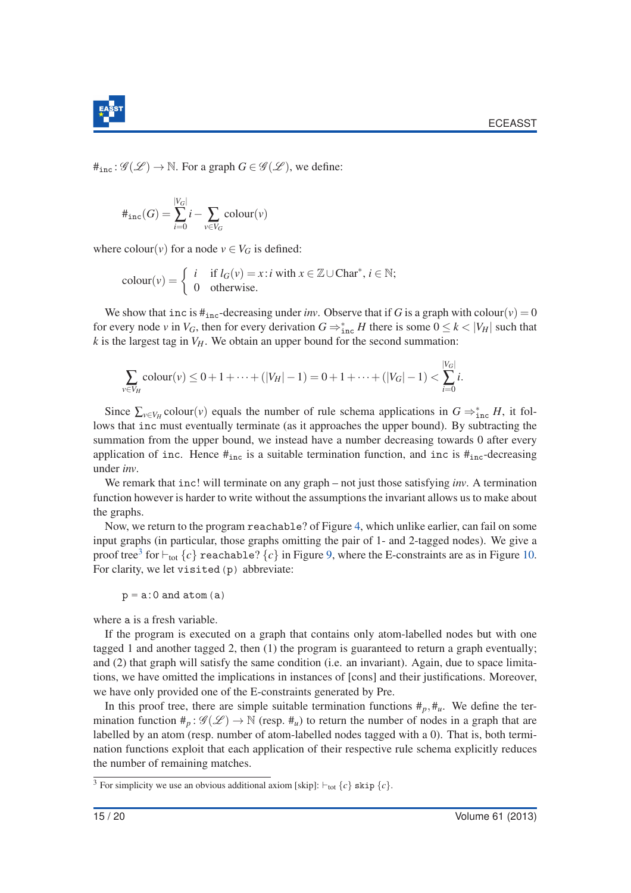$\#_{\texttt{inc}} : \mathscr{G}(\mathscr{L}) \to \mathbb{N}$. For a graph $G \in \mathscr{G}(\mathscr{L})$, we define:

$$\#_{\texttt{inc}}(G) = \sum_{i=0}^{|V_G|} i - \sum_{v \in V_G} \text{colour}(v)$$

where colour$(v)$ for a node $v \in V_G$ is defined:

$$\text{colour}(v) = \begin{cases} i & \text{if } l_G(v) = x\!:\!i \text{ with } x \in \mathbb{Z} \cup \text{Char}^*, i \in \mathbb{N}; \\ 0 & \text{otherwise.} \end{cases}$$

We show that `inc` is $\#_{\texttt{inc}}$-decreasing under *inv*. Observe that if $G$ is a graph with colour$(v) = 0$ for every node $v$ in $V_G$, then for every derivation $G \Rightarrow^*_{\texttt{inc}} H$ there is some $0 \leq k < |V_H|$ such that $k$ is the largest tag in $V_H$. We obtain an upper bound for the second summation:

$$\sum_{v \in V_H} \text{colour}(v) \leq 0 + 1 + \cdots + (|V_H| - 1) = 0 + 1 + \cdots + (|V_G| - 1) < \sum_{i=0}^{|V_G|} i.$$

Since $\sum_{v \in V_H} \text{colour}(v)$ equals the number of rule schema applications in $G \Rightarrow^*_{\texttt{inc}} H$, it follows that `inc` must eventually terminate (as it approaches the upper bound). By subtracting the summation from the upper bound, we instead have a number decreasing towards 0 after every application of `inc`. Hence $\#_{\texttt{inc}}$ is a suitable termination function, and `inc` is $\#_{\texttt{inc}}$-decreasing under *inv*.

We remark that `inc!` will terminate on any graph – not just those satisfying *inv*. A termination function however is harder to write without the assumptions the invariant allows us to make about the graphs.

Now, we return to the program `reachable?` of Figure 4, which unlike earlier, can fail on some input graphs (in particular, those graphs omitting the pair of 1- and 2-tagged nodes). We give a proof tree[3] for $\vdash_{\text{tot}} \{c\}$ `reachable?` $\{c\}$ in Figure 9, where the E-constraints are as in Figure 10. For clarity, we let `visited(p)` abbreviate:

```
p = a:0 and atom(a)
```

where `a` is a fresh variable.

If the program is executed on a graph that contains only atom-labelled nodes but with one tagged 1 and another tagged 2, then (1) the program is guaranteed to return a graph eventually; and (2) that graph will satisfy the same condition (i.e. an invariant). Again, due to space limitations, we have omitted the implications in instances of [cons] and their justifications. Moreover, we have only provided one of the E-constraints generated by Pre.

In this proof tree, there are simple suitable termination functions $\#_p, \#_u$. We define the termination function $\#_p : \mathscr{G}(\mathscr{L}) \to \mathbb{N}$ (resp. $\#_u$) to return the number of nodes in a graph that are labelled by an atom (resp. number of atom-labelled nodes tagged with a 0). That is, both termination functions exploit that each application of their respective rule schema explicitly reduces the number of remaining matches.

[3] For simplicity we use an obvious additional axiom [skip]: $\vdash_{\text{tot}} \{c\}$ `skip` $\{c\}$.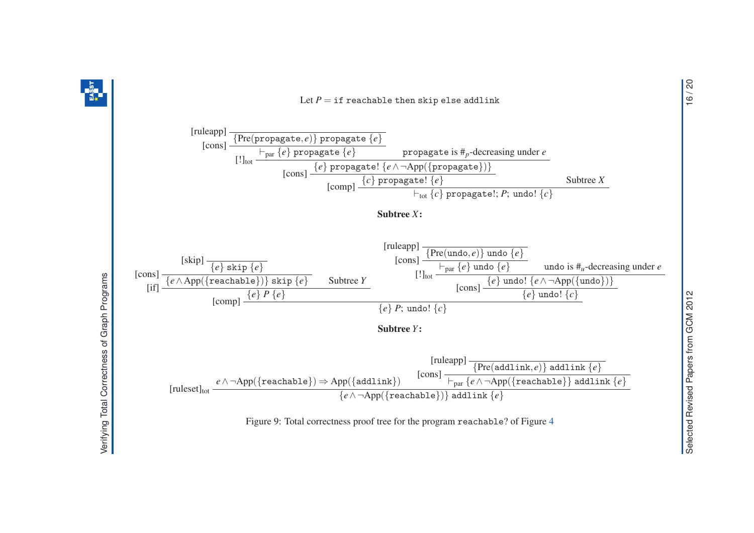Let $P = \texttt{if reachable then skip else addlink}$

$$
\dfrac{
  [\text{comp}]\;
  \dfrac{
    [\text{cons}]\;
    \dfrac{
      [!]_{\text{tot}}\;
      \dfrac{
        [\text{cons}]\;
        \dfrac{
          [\text{ruleapp}]\;
          \dfrac{}{\{\text{Pre}(\texttt{propagate}, e)\}\ \texttt{propagate}\ \{e\}}
        }{\vdash_{\text{par}} \{e\}\ \texttt{propagate}\ \{e\}}
        \qquad \texttt{propagate}\text{ is }\#_p\text{-decreasing under } e
      }{\{e\}\ \texttt{propagate!}\ \{e \wedge \neg\text{App}(\{\texttt{propagate}\})\}}
    }{\{c\}\ \texttt{propagate!}\ \{e\}}
    \qquad \text{Subtree } X
  }{\vdash_{\text{tot}} \{c\}\ \texttt{propagate!};\ P;\ \texttt{undo!}\ \{c\}}
}{}
$$

**Subtree $X$:**

$$
[\text{comp}]\;
\dfrac{
  [\text{if}]\;
  \dfrac{
    [\text{cons}]\;
    \dfrac{
      [\text{skip}]\;
      \dfrac{}{\{e\}\ \texttt{skip}\ \{e\}}
    }{\{e \wedge \text{App}(\{\texttt{reachable}\})\}\ \texttt{skip}\ \{e\}}
    \qquad \text{Subtree } Y
  }{\{e\}\ P\ \{e\}}
  \qquad
  [\text{cons}]\;
  \dfrac{
    [!]_{\text{tot}}\;
    \dfrac{
      [\text{cons}]\;
      \dfrac{
        [\text{ruleapp}]\;
        \dfrac{}{\{\text{Pre}(\texttt{undo}, e)\}\ \texttt{undo}\ \{e\}}
      }{\vdash_{\text{par}} \{e\}\ \texttt{undo}\ \{e\}}
      \qquad \texttt{undo}\text{ is }\#_u\text{-decreasing under } e
    }{\{e\}\ \texttt{undo!}\ \{e \wedge \neg\text{App}(\{\texttt{undo}\})\}}
  }{\{e\}\ \texttt{undo!}\ \{c\}}
}{\{e\}\ P;\ \texttt{undo!}\ \{c\}}
$$

**Subtree $Y$:**

$$
[\text{ruleset}]_{\text{tot}}\;
\dfrac{
  e \wedge \neg\text{App}(\{\texttt{reachable}\}) \Rightarrow \text{App}(\{\texttt{addlink}\})
  \qquad
  [\text{cons}]\;
  \dfrac{
    [\text{ruleapp}]\;
    \dfrac{}{\{\text{Pre}(\texttt{addlink}, e)\}\ \texttt{addlink}\ \{e\}}
  }{\vdash_{\text{par}} \{e \wedge \neg\text{App}(\{\texttt{reachable}\}\}\ \texttt{addlink}\ \{e\}}
}{\{e \wedge \neg\text{App}(\{\texttt{reachable}\})\}\ \texttt{addlink}\ \{e\}}
$$

Figure 9: Total correctness proof tree for the program `reachable?` of Figure 4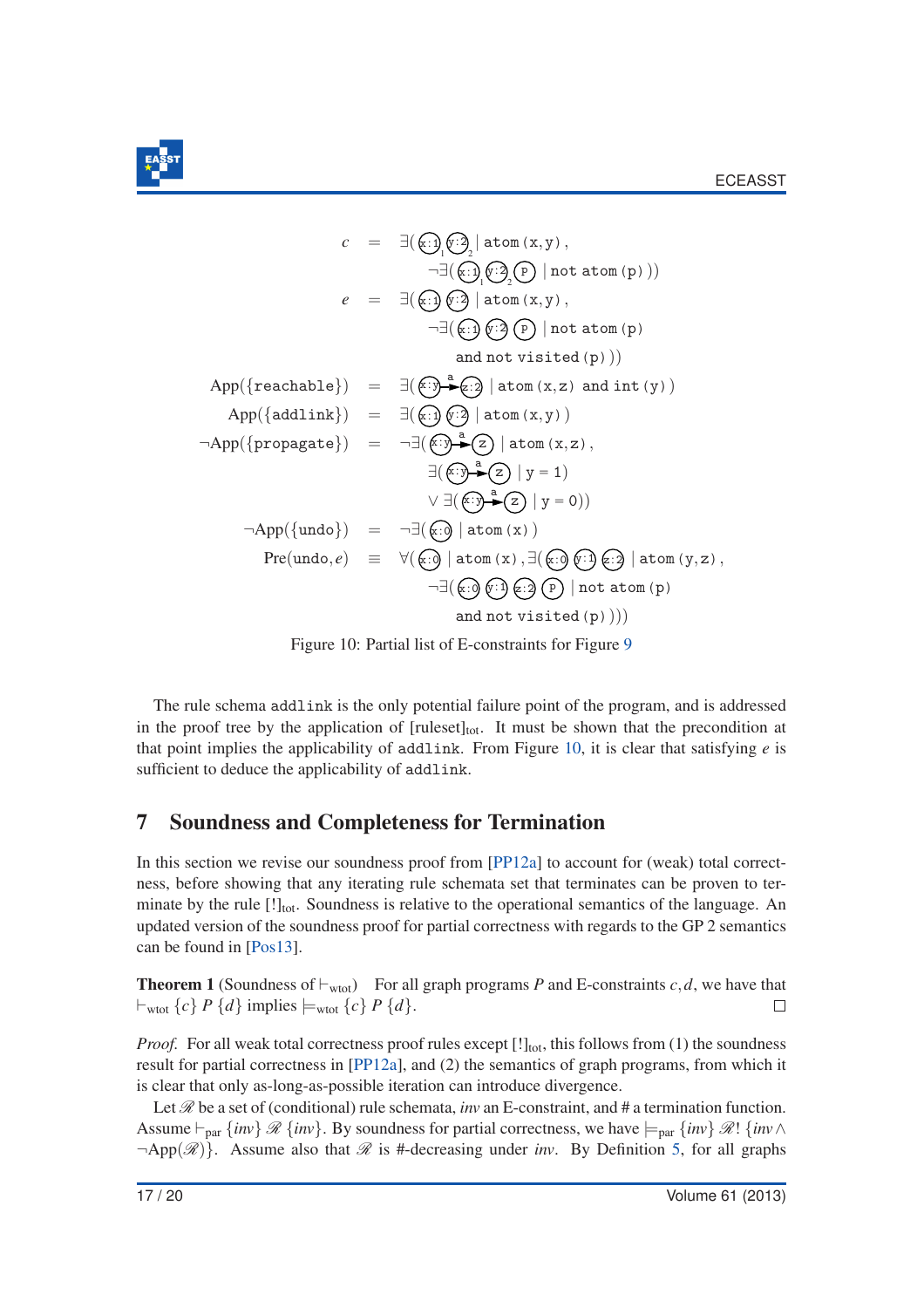$$
\begin{aligned}
c \quad &= \quad \exists(\text{(x:1)}_1\ \text{(y:2)}_2 \mid \texttt{atom(x,y)}, \\
&\qquad \neg\exists(\text{(x:1)}_1\ \text{(y:2)}_2\ \text{(p)} \mid \texttt{not atom(p)})) \\
e \quad &= \quad \exists(\text{(x:1)}\ \text{(y:2)} \mid \texttt{atom(x,y)}, \\
&\qquad \neg\exists(\text{(x:1)}\ \text{(y:2)}\ \text{(p)} \mid \texttt{not atom(p)} \\
&\qquad\qquad \texttt{and not visited(p)})) \\
\text{App}(\{\texttt{reachable}\}) \quad &= \quad \exists(\text{(x:y)} \xrightarrow{a} \text{(z:2)} \mid \texttt{atom(x,z) and int(y)}) \\
\text{App}(\{\texttt{addlink}\}) \quad &= \quad \exists(\text{(x:1)}\ \text{(y:2)} \mid \texttt{atom(x,y)}) \\
\neg\text{App}(\{\texttt{propagate}\}) \quad &= \quad \neg\exists(\text{(x:y)} \xrightarrow{a} \text{(z)} \mid \texttt{atom(x,z)}, \\
&\qquad \exists(\text{(x:y)} \xrightarrow{a} \text{(z)} \mid \texttt{y = 1}) \\
&\qquad \vee \exists(\text{(x:y)} \xrightarrow{a} \text{(z)} \mid \texttt{y = 0})) \\
\neg\text{App}(\{\texttt{undo}\}) \quad &= \quad \neg\exists(\text{(x:0)} \mid \texttt{atom(x)}) \\
\text{Pre}(\texttt{undo}, e) \quad &\equiv \quad \forall(\text{(x:0)} \mid \texttt{atom(x)}, \exists(\text{(x:0)}\ \text{(y:1)}\ \text{(z:2)} \mid \texttt{atom(y,z)}, \\
&\qquad \neg\exists(\text{(x:0)}\ \text{(y:1)}\ \text{(z:2)}\ \text{(p)} \mid \texttt{not atom(p)} \\
&\qquad\qquad \texttt{and not visited(p)})))
\end{aligned}
$$

Figure 10: Partial list of E-constraints for Figure 9

The rule schema addlink is the only potential failure point of the program, and is addressed in the proof tree by the application of $[\text{ruleset}]_{\text{tot}}$. It must be shown that the precondition at that point implies the applicability of addlink. From Figure 10, it is clear that satisfying $e$ is sufficient to deduce the applicability of addlink.

## 7 Soundness and Completeness for Termination

In this section we revise our soundness proof from [PP12a] to account for (weak) total correctness, before showing that any iterating rule schemata set that terminates can be proven to terminate by the rule $[!]_{\text{tot}}$. Soundness is relative to the operational semantics of the language. An updated version of the soundness proof for partial correctness with regards to the GP 2 semantics can be found in [Pos13].

**Theorem 1** (Soundness of $\vdash_{\text{wtot}}$) For all graph programs $P$ and E-constraints $c, d$, we have that $\vdash_{\text{wtot}} \{c\}\ P\ \{d\}$ implies $\models_{\text{wtot}} \{c\}\ P\ \{d\}$. □

*Proof.* For all weak total correctness proof rules except $[!]_{\text{tot}}$, this follows from (1) the soundness result for partial correctness in [PP12a], and (2) the semantics of graph programs, from which it is clear that only as-long-as-possible iteration can introduce divergence.

Let $\mathscr{R}$ be a set of (conditional) rule schemata, *inv* an E-constraint, and # a termination function. Assume $\vdash_{\text{par}} \{inv\}\ \mathscr{R}\ \{inv\}$. By soundness for partial correctness, we have $\models_{\text{par}} \{inv\}\ \mathscr{R}!\ \{inv \wedge \neg\text{App}(\mathscr{R})\}$. Assume also that $\mathscr{R}$ is #-decreasing under *inv*. By Definition 5, for all graphs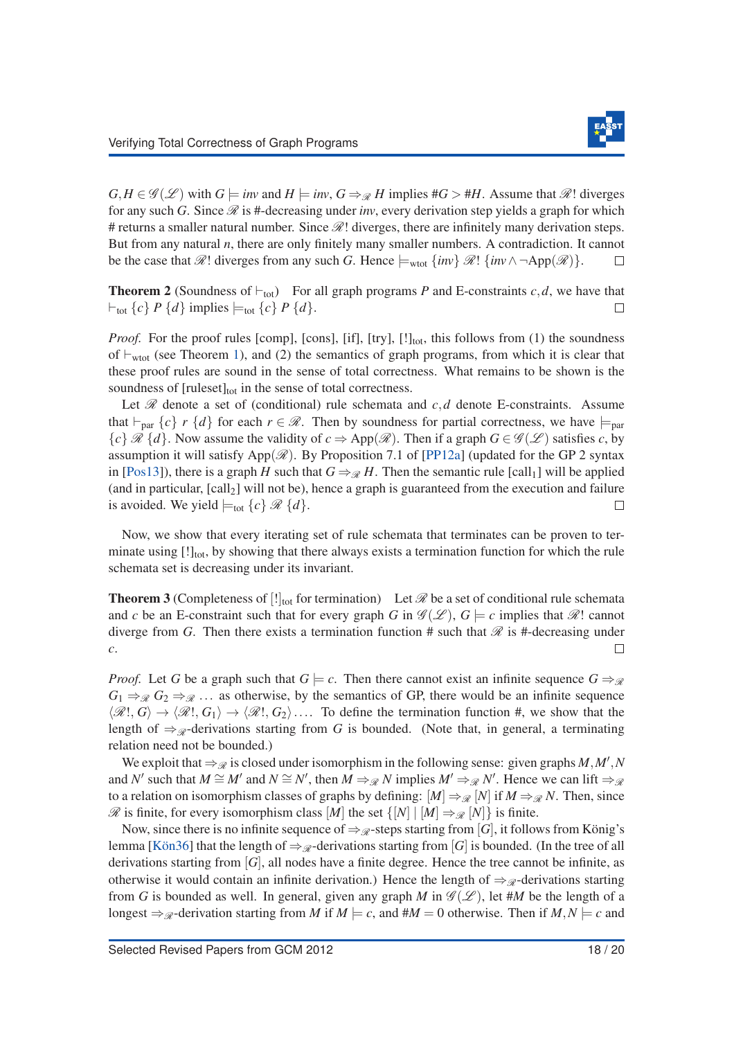$G, H \in \mathscr{G}(\mathscr{L})$ with $G \models inv$ and $H \models inv$, $G \Rightarrow_{\mathscr{R}} H$ implies $\#G > \#H$. Assume that $\mathscr{R}!$ diverges for any such $G$. Since $\mathscr{R}$ is #-decreasing under $inv$, every derivation step yields a graph for which # returns a smaller natural number. Since $\mathscr{R}!$ diverges, there are infinitely many derivation steps. But from any natural $n$, there are only finitely many smaller numbers. A contradiction. It cannot be the case that $\mathscr{R}!$ diverges from any such $G$. Hence $\models_{\text{wtot}} \{inv\}\ \mathscr{R}!\ \{inv \wedge \neg\text{App}(\mathscr{R})\}$. □

**Theorem 2** (Soundness of $\vdash_{\text{tot}}$) For all graph programs $P$ and E-constraints $c, d$, we have that $\vdash_{\text{tot}} \{c\}\ P\ \{d\}$ implies $\models_{\text{tot}} \{c\}\ P\ \{d\}$. □

*Proof.* For the proof rules [comp], [cons], [if], [try], $[!]_{\text{tot}}$, this follows from (1) the soundness of $\vdash_{\text{wtot}}$ (see Theorem 1), and (2) the semantics of graph programs, from which it is clear that these proof rules are sound in the sense of total correctness. What remains to be shown is the soundness of $[\text{ruleset}]_{\text{tot}}$ in the sense of total correctness.

Let $\mathscr{R}$ denote a set of (conditional) rule schemata and $c, d$ denote E-constraints. Assume that $\vdash_{\text{par}} \{c\}\ r\ \{d\}$ for each $r \in \mathscr{R}$. Then by soundness for partial correctness, we have $\models_{\text{par}} \{c\}\ \mathscr{R}\ \{d\}$. Now assume the validity of $c \Rightarrow \text{App}(\mathscr{R})$. Then if a graph $G \in \mathscr{G}(\mathscr{L})$ satisfies $c$, by assumption it will satisfy $\text{App}(\mathscr{R})$. By Proposition 7.1 of [PP12a] (updated for the GP 2 syntax in [Pos13]), there is a graph $H$ such that $G \Rightarrow_{\mathscr{R}} H$. Then the semantic rule $[\text{call}_1]$ will be applied (and in particular, $[\text{call}_2]$ will not be), hence a graph is guaranteed from the execution and failure is avoided. We yield $\models_{\text{tot}} \{c\}\ \mathscr{R}\ \{d\}$. □

Now, we show that every iterating set of rule schemata that terminates can be proven to terminate using $[!]_{\text{tot}}$, by showing that there always exists a termination function for which the rule schemata set is decreasing under its invariant.

**Theorem 3** (Completeness of $[!]_{\text{tot}}$ for termination) Let $\mathscr{R}$ be a set of conditional rule schemata and $c$ be an E-constraint such that for every graph $G$ in $\mathscr{G}(\mathscr{L})$, $G \models c$ implies that $\mathscr{R}!$ cannot diverge from $G$. Then there exists a termination function # such that $\mathscr{R}$ is #-decreasing under $c$. □

*Proof.* Let $G$ be a graph such that $G \models c$. Then there cannot exist an infinite sequence $G \Rightarrow_{\mathscr{R}} G_1 \Rightarrow_{\mathscr{R}} G_2 \Rightarrow_{\mathscr{R}} \ldots$ as otherwise, by the semantics of GP, there would be an infinite sequence $\langle \mathscr{R}!, G \rangle \rightarrow \langle \mathscr{R}!, G_1 \rangle \rightarrow \langle \mathscr{R}!, G_2 \rangle \ldots$. To define the termination function #, we show that the length of $\Rightarrow_{\mathscr{R}}$-derivations starting from $G$ is bounded. (Note that, in general, a terminating relation need not be bounded.)

We exploit that $\Rightarrow_{\mathscr{R}}$ is closed under isomorphism in the following sense: given graphs $M, M', N$ and $N'$ such that $M \cong M'$ and $N \cong N'$, then $M \Rightarrow_{\mathscr{R}} N$ implies $M' \Rightarrow_{\mathscr{R}} N'$. Hence we can lift $\Rightarrow_{\mathscr{R}}$ to a relation on isomorphism classes of graphs by defining: $[M] \Rightarrow_{\mathscr{R}} [N]$ if $M \Rightarrow_{\mathscr{R}} N$. Then, since $\mathscr{R}$ is finite, for every isomorphism class $[M]$ the set $\{[N] \mid [M] \Rightarrow_{\mathscr{R}} [N]\}$ is finite.

Now, since there is no infinite sequence of $\Rightarrow_{\mathscr{R}}$-steps starting from $[G]$, it follows from König's lemma [Kön36] that the length of $\Rightarrow_{\mathscr{R}}$-derivations starting from $[G]$ is bounded. (In the tree of all derivations starting from $[G]$, all nodes have a finite degree. Hence the tree cannot be infinite, as otherwise it would contain an infinite derivation.) Hence the length of $\Rightarrow_{\mathscr{R}}$-derivations starting from $G$ is bounded as well. In general, given any graph $M$ in $\mathscr{G}(\mathscr{L})$, let $\#M$ be the length of a longest $\Rightarrow_{\mathscr{R}}$-derivation starting from $M$ if $M \models c$, and $\#M = 0$ otherwise. Then if $M, N \models c$ and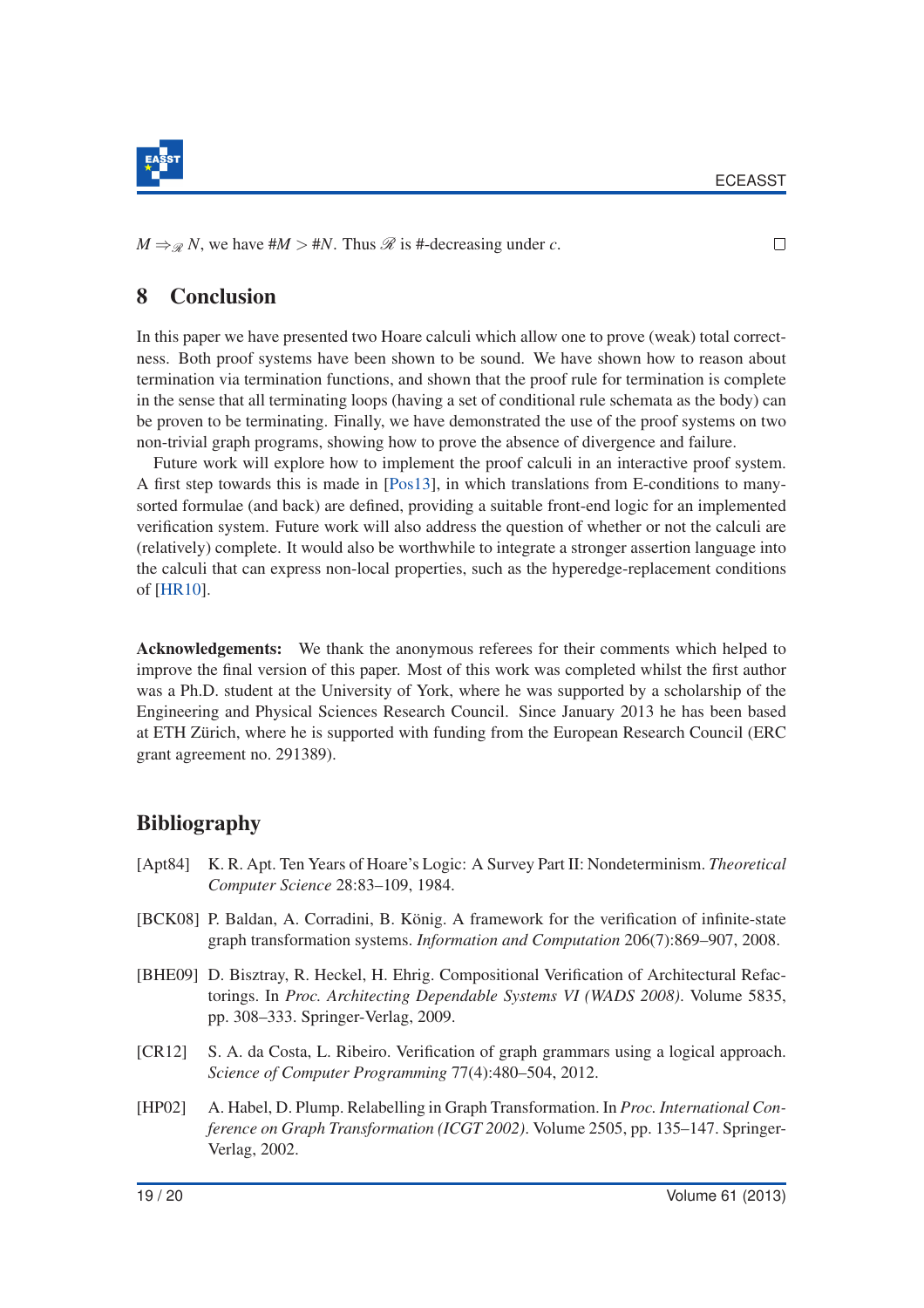$M \Rightarrow_{\mathscr{R}} N$, we have $\#M > \#N$. Thus $\mathscr{R}$ is #-decreasing under $c$. □

## 8 Conclusion

In this paper we have presented two Hoare calculi which allow one to prove (weak) total correctness. Both proof systems have been shown to be sound. We have shown how to reason about termination via termination functions, and shown that the proof rule for termination is complete in the sense that all terminating loops (having a set of conditional rule schemata as the body) can be proven to be terminating. Finally, we have demonstrated the use of the proof systems on two non-trivial graph programs, showing how to prove the absence of divergence and failure.

Future work will explore how to implement the proof calculi in an interactive proof system. A first step towards this is made in [Pos13], in which translations from E-conditions to many-sorted formulae (and back) are defined, providing a suitable front-end logic for an implemented verification system. Future work will also address the question of whether or not the calculi are (relatively) complete. It would also be worthwhile to integrate a stronger assertion language into the calculi that can express non-local properties, such as the hyperedge-replacement conditions of [HR10].

**Acknowledgements:** We thank the anonymous referees for their comments which helped to improve the final version of this paper. Most of this work was completed whilst the first author was a Ph.D. student at the University of York, where he was supported by a scholarship of the Engineering and Physical Sciences Research Council. Since January 2013 he has been based at ETH Zürich, where he is supported with funding from the European Research Council (ERC grant agreement no. 291389).

## Bibliography

[Apt84] K. R. Apt. Ten Years of Hoare's Logic: A Survey Part II: Nondeterminism. *Theoretical Computer Science* 28:83–109, 1984.

[BCK08] P. Baldan, A. Corradini, B. König. A framework for the verification of infinite-state graph transformation systems. *Information and Computation* 206(7):869–907, 2008.

[BHE09] D. Bisztray, R. Heckel, H. Ehrig. Compositional Verification of Architectural Refactorings. In *Proc. Architecting Dependable Systems VI (WADS 2008)*. Volume 5835, pp. 308–333. Springer-Verlag, 2009.

[CR12] S. A. da Costa, L. Ribeiro. Verification of graph grammars using a logical approach. *Science of Computer Programming* 77(4):480–504, 2012.

[HP02] A. Habel, D. Plump. Relabelling in Graph Transformation. In *Proc. International Conference on Graph Transformation (ICGT 2002)*. Volume 2505, pp. 135–147. Springer-Verlag, 2002.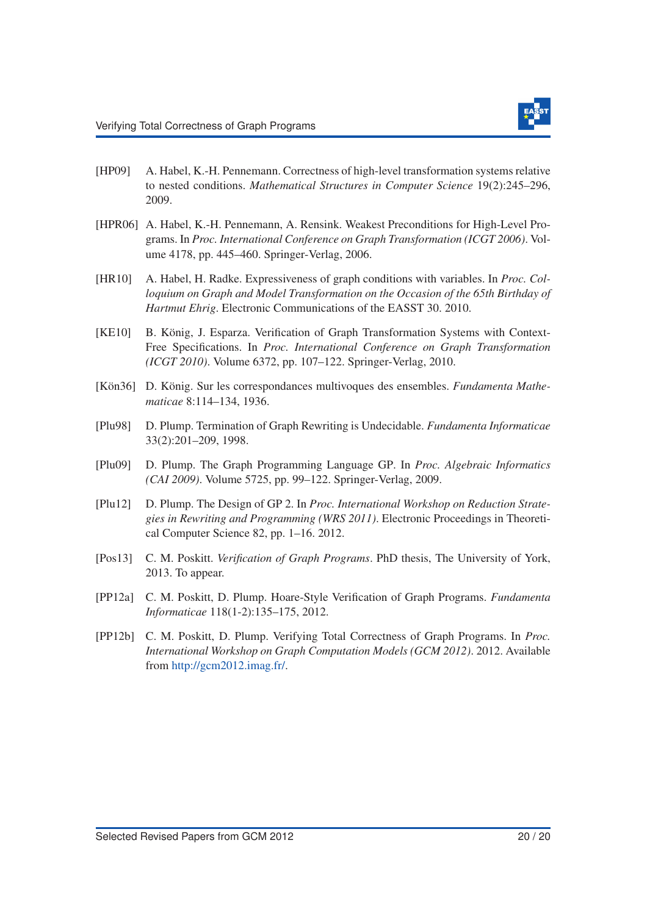[HP09] A. Habel, K.-H. Pennemann. Correctness of high-level transformation systems relative to nested conditions. *Mathematical Structures in Computer Science* 19(2):245–296, 2009.

[HPR06] A. Habel, K.-H. Pennemann, A. Rensink. Weakest Preconditions for High-Level Programs. In *Proc. International Conference on Graph Transformation (ICGT 2006)*. Volume 4178, pp. 445–460. Springer-Verlag, 2006.

[HR10] A. Habel, H. Radke. Expressiveness of graph conditions with variables. In *Proc. Colloquium on Graph and Model Transformation on the Occasion of the 65th Birthday of Hartmut Ehrig*. Electronic Communications of the EASST 30. 2010.

[KE10] B. König, J. Esparza. Verification of Graph Transformation Systems with Context-Free Specifications. In *Proc. International Conference on Graph Transformation (ICGT 2010)*. Volume 6372, pp. 107–122. Springer-Verlag, 2010.

[Kön36] D. König. Sur les correspondances multivoques des ensembles. *Fundamenta Mathematicae* 8:114–134, 1936.

[Plu98] D. Plump. Termination of Graph Rewriting is Undecidable. *Fundamenta Informaticae* 33(2):201–209, 1998.

[Plu09] D. Plump. The Graph Programming Language GP. In *Proc. Algebraic Informatics (CAI 2009)*. Volume 5725, pp. 99–122. Springer-Verlag, 2009.

[Plu12] D. Plump. The Design of GP 2. In *Proc. International Workshop on Reduction Strategies in Rewriting and Programming (WRS 2011)*. Electronic Proceedings in Theoretical Computer Science 82, pp. 1–16. 2012.

[Pos13] C. M. Poskitt. *Verification of Graph Programs*. PhD thesis, The University of York, 2013. To appear.

[PP12a] C. M. Poskitt, D. Plump. Hoare-Style Verification of Graph Programs. *Fundamenta Informaticae* 118(1-2):135–175, 2012.

[PP12b] C. M. Poskitt, D. Plump. Verifying Total Correctness of Graph Programs. In *Proc. International Workshop on Graph Computation Models (GCM 2012)*. 2012. Available from http://gcm2012.imag.fr/.